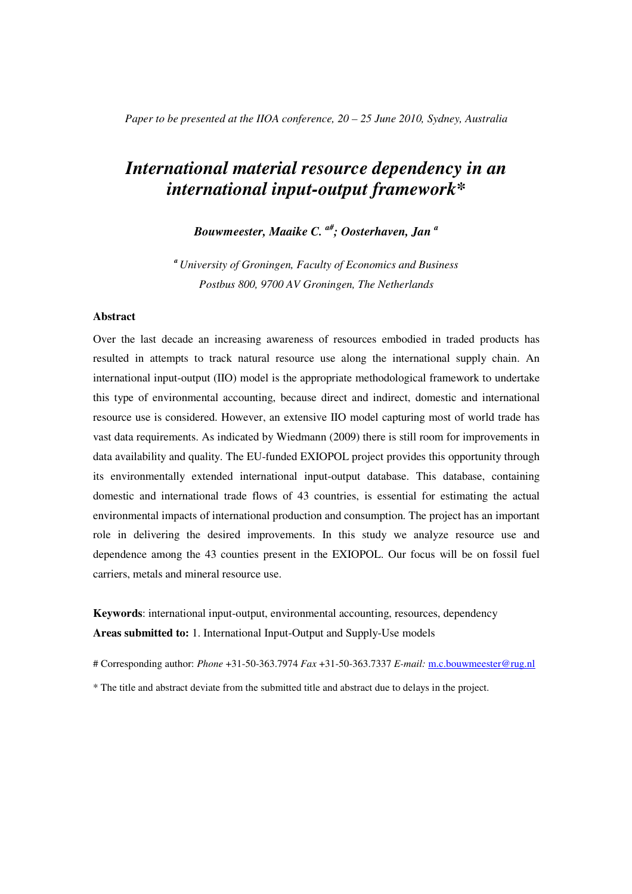*Paper to be presented at the IIOA conference, 20 – 25 June 2010, Sydney, Australia*

# *International material resource dependency in an international input-output framework**

***Bouwmeester, Maaike C.*** [a#]***; Oosterhaven, Jan*** [a]

[a] *University of Groningen, Faculty of Economics and Business*
*Postbus 800, 9700 AV Groningen, The Netherlands*

**Abstract**

Over the last decade an increasing awareness of resources embodied in traded products has resulted in attempts to track natural resource use along the international supply chain. An international input-output (IIO) model is the appropriate methodological framework to undertake this type of environmental accounting, because direct and indirect, domestic and international resource use is considered. However, an extensive IIO model capturing most of world trade has vast data requirements. As indicated by Wiedmann (2009) there is still room for improvements in data availability and quality. The EU-funded EXIOPOL project provides this opportunity through its environmentally extended international input-output database. This database, containing domestic and international trade flows of 43 countries, is essential for estimating the actual environmental impacts of international production and consumption. The project has an important role in delivering the desired improvements. In this study we analyze resource use and dependence among the 43 counties present in the EXIOPOL. Our focus will be on fossil fuel carriers, metals and mineral resource use.

**Keywords**: international input-output, environmental accounting, resources, dependency
**Areas submitted to:** 1. International Input-Output and Supply-Use models

# Corresponding author: *Phone* +31-50-363.7974 *Fax* +31-50-363.7337 *E-mail:* m.c.bouwmeester@rug.nl

* The title and abstract deviate from the submitted title and abstract due to delays in the project.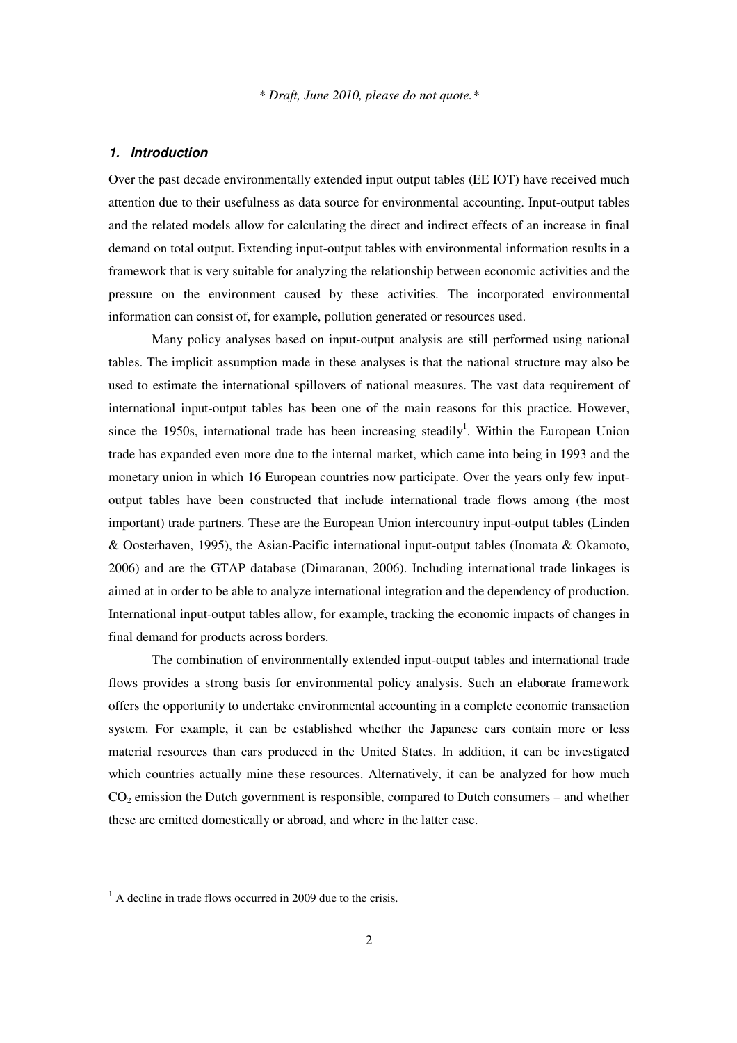*\* Draft, June 2010, please do not quote.\**

## 1. Introduction

Over the past decade environmentally extended input output tables (EE IOT) have received much attention due to their usefulness as data source for environmental accounting. Input-output tables and the related models allow for calculating the direct and indirect effects of an increase in final demand on total output. Extending input-output tables with environmental information results in a framework that is very suitable for analyzing the relationship between economic activities and the pressure on the environment caused by these activities. The incorporated environmental information can consist of, for example, pollution generated or resources used.

Many policy analyses based on input-output analysis are still performed using national tables. The implicit assumption made in these analyses is that the national structure may also be used to estimate the international spillovers of national measures. The vast data requirement of international input-output tables has been one of the main reasons for this practice. However, since the 1950s, international trade has been increasing steadily[1]. Within the European Union trade has expanded even more due to the internal market, which came into being in 1993 and the monetary union in which 16 European countries now participate. Over the years only few input-output tables have been constructed that include international trade flows among (the most important) trade partners. These are the European Union intercountry input-output tables (Linden & Oosterhaven, 1995), the Asian-Pacific international input-output tables (Inomata & Okamoto, 2006) and are the GTAP database (Dimaranan, 2006). Including international trade linkages is aimed at in order to be able to analyze international integration and the dependency of production. International input-output tables allow, for example, tracking the economic impacts of changes in final demand for products across borders.

The combination of environmentally extended input-output tables and international trade flows provides a strong basis for environmental policy analysis. Such an elaborate framework offers the opportunity to undertake environmental accounting in a complete economic transaction system. For example, it can be established whether the Japanese cars contain more or less material resources than cars produced in the United States. In addition, it can be investigated which countries actually mine these resources. Alternatively, it can be analyzed for how much $CO_2$ emission the Dutch government is responsible, compared to Dutch consumers – and whether these are emitted domestically or abroad, and where in the latter case.

---

[1] A decline in trade flows occurred in 2009 due to the crisis.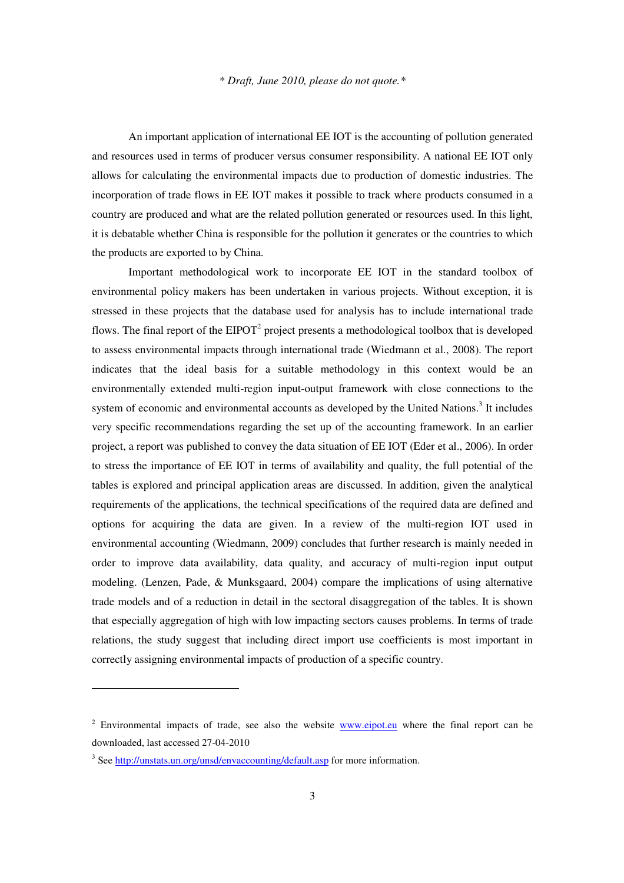An important application of international EE IOT is the accounting of pollution generated and resources used in terms of producer versus consumer responsibility. A national EE IOT only allows for calculating the environmental impacts due to production of domestic industries. The incorporation of trade flows in EE IOT makes it possible to track where products consumed in a country are produced and what are the related pollution generated or resources used. In this light, it is debatable whether China is responsible for the pollution it generates or the countries to which the products are exported to by China.

Important methodological work to incorporate EE IOT in the standard toolbox of environmental policy makers has been undertaken in various projects. Without exception, it is stressed in these projects that the database used for analysis has to include international trade flows. The final report of the EIPOT[2] project presents a methodological toolbox that is developed to assess environmental impacts through international trade (Wiedmann et al., 2008). The report indicates that the ideal basis for a suitable methodology in this context would be an environmentally extended multi-region input-output framework with close connections to the system of economic and environmental accounts as developed by the United Nations.[3] It includes very specific recommendations regarding the set up of the accounting framework. In an earlier project, a report was published to convey the data situation of EE IOT (Eder et al., 2006). In order to stress the importance of EE IOT in terms of availability and quality, the full potential of the tables is explored and principal application areas are discussed. In addition, given the analytical requirements of the applications, the technical specifications of the required data are defined and options for acquiring the data are given. In a review of the multi-region IOT used in environmental accounting (Wiedmann, 2009) concludes that further research is mainly needed in order to improve data availability, data quality, and accuracy of multi-region input output modeling. (Lenzen, Pade, & Munksgaard, 2004) compare the implications of using alternative trade models and of a reduction in detail in the sectoral disaggregation of the tables. It is shown that especially aggregation of high with low impacting sectors causes problems. In terms of trade relations, the study suggest that including direct import use coefficients is most important in correctly assigning environmental impacts of production of a specific country.

---

[2] Environmental impacts of trade, see also the website www.eipot.eu where the final report can be downloaded, last accessed 27-04-2010

[3] See http://unstats.un.org/unsd/envaccounting/default.asp for more information.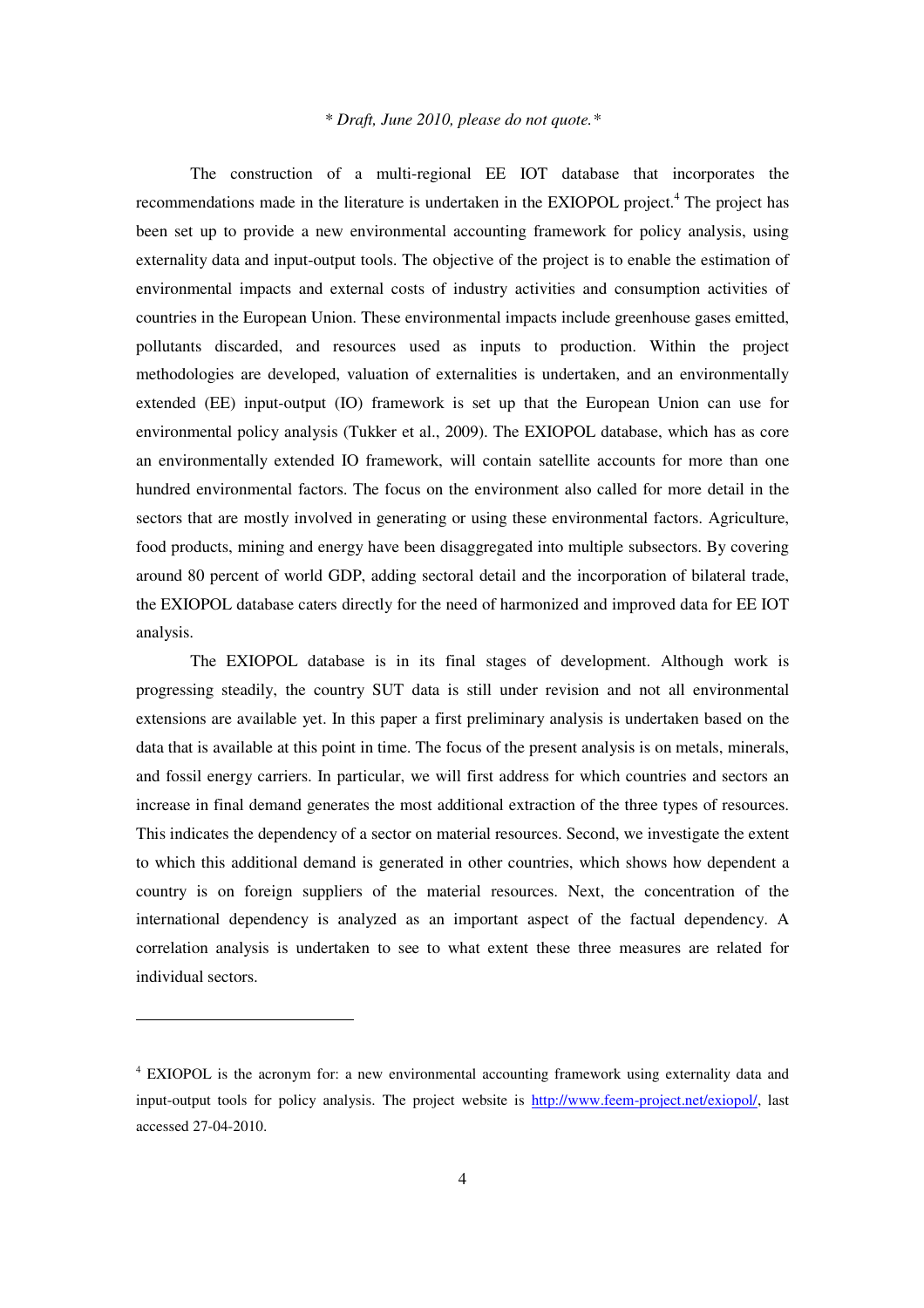*\* Draft, June 2010, please do not quote.\**

The construction of a multi-regional EE IOT database that incorporates the recommendations made in the literature is undertaken in the EXIOPOL project.[4] The project has been set up to provide a new environmental accounting framework for policy analysis, using externality data and input-output tools. The objective of the project is to enable the estimation of environmental impacts and external costs of industry activities and consumption activities of countries in the European Union. These environmental impacts include greenhouse gases emitted, pollutants discarded, and resources used as inputs to production. Within the project methodologies are developed, valuation of externalities is undertaken, and an environmentally extended (EE) input-output (IO) framework is set up that the European Union can use for environmental policy analysis (Tukker et al., 2009). The EXIOPOL database, which has as core an environmentally extended IO framework, will contain satellite accounts for more than one hundred environmental factors. The focus on the environment also called for more detail in the sectors that are mostly involved in generating or using these environmental factors. Agriculture, food products, mining and energy have been disaggregated into multiple subsectors. By covering around 80 percent of world GDP, adding sectoral detail and the incorporation of bilateral trade, the EXIOPOL database caters directly for the need of harmonized and improved data for EE IOT analysis.

The EXIOPOL database is in its final stages of development. Although work is progressing steadily, the country SUT data is still under revision and not all environmental extensions are available yet. In this paper a first preliminary analysis is undertaken based on the data that is available at this point in time. The focus of the present analysis is on metals, minerals, and fossil energy carriers. In particular, we will first address for which countries and sectors an increase in final demand generates the most additional extraction of the three types of resources. This indicates the dependency of a sector on material resources. Second, we investigate the extent to which this additional demand is generated in other countries, which shows how dependent a country is on foreign suppliers of the material resources. Next, the concentration of the international dependency is analyzed as an important aspect of the factual dependency. A correlation analysis is undertaken to see to what extent these three measures are related for individual sectors.

---

[4] EXIOPOL is the acronym for: a new environmental accounting framework using externality data and input-output tools for policy analysis. The project website is http://www.feem-project.net/exiopol/, last accessed 27-04-2010.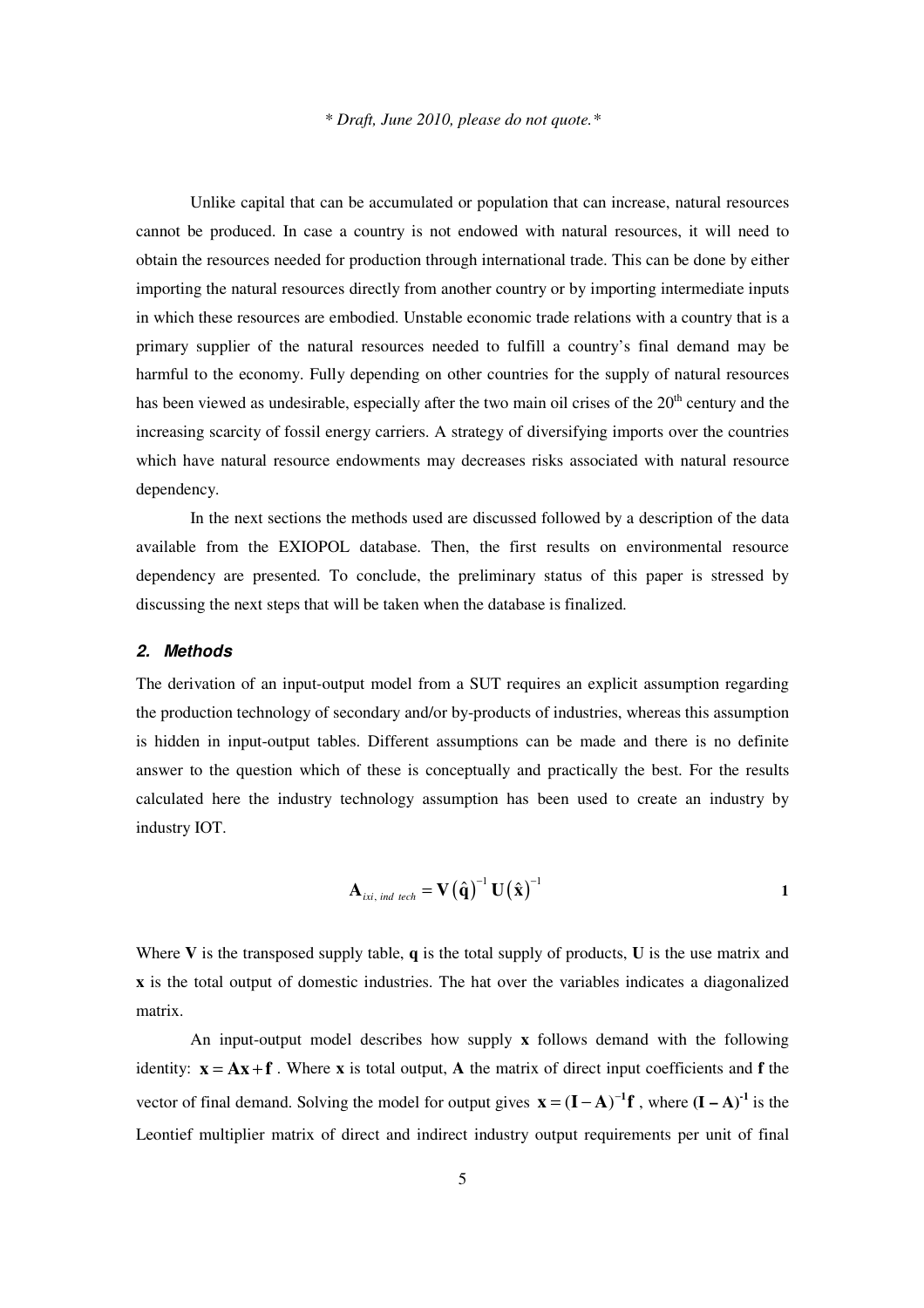Unlike capital that can be accumulated or population that can increase, natural resources cannot be produced. In case a country is not endowed with natural resources, it will need to obtain the resources needed for production through international trade. This can be done by either importing the natural resources directly from another country or by importing intermediate inputs in which these resources are embodied. Unstable economic trade relations with a country that is a primary supplier of the natural resources needed to fulfill a country's final demand may be harmful to the economy. Fully depending on other countries for the supply of natural resources has been viewed as undesirable, especially after the two main oil crises of the 20th century and the increasing scarcity of fossil energy carriers. A strategy of diversifying imports over the countries which have natural resource endowments may decreases risks associated with natural resource dependency.

In the next sections the methods used are discussed followed by a description of the data available from the EXIOPOL database. Then, the first results on environmental resource dependency are presented. To conclude, the preliminary status of this paper is stressed by discussing the next steps that will be taken when the database is finalized.

## 2. Methods

The derivation of an input-output model from a SUT requires an explicit assumption regarding the production technology of secondary and/or by-products of industries, whereas this assumption is hidden in input-output tables. Different assumptions can be made and there is no definite answer to the question which of these is conceptually and practically the best. For the results calculated here the industry technology assumption has been used to create an industry by industry IOT.

$$\mathbf{A}_{ixi,\ ind\ tech} = \mathbf{V}\left(\hat{\mathbf{q}}\right)^{-1}\mathbf{U}\left(\hat{\mathbf{x}}\right)^{-1} \qquad \mathbf{1}$$

Where $\mathbf{V}$ is the transposed supply table, $\mathbf{q}$ is the total supply of products, $\mathbf{U}$ is the use matrix and $\mathbf{x}$ is the total output of domestic industries. The hat over the variables indicates a diagonalized matrix.

An input-output model describes how supply $\mathbf{x}$ follows demand with the following identity: $\mathbf{x} = \mathbf{A}\mathbf{x} + \mathbf{f}$ . Where $\mathbf{x}$ is total output, $\mathbf{A}$ the matrix of direct input coefficients and $\mathbf{f}$ the vector of final demand. Solving the model for output gives $\mathbf{x} = (\mathbf{I} - \mathbf{A})^{-1}\mathbf{f}$ , where $(\mathbf{I} - \mathbf{A})^{-1}$ is the Leontief multiplier matrix of direct and indirect industry output requirements per unit of final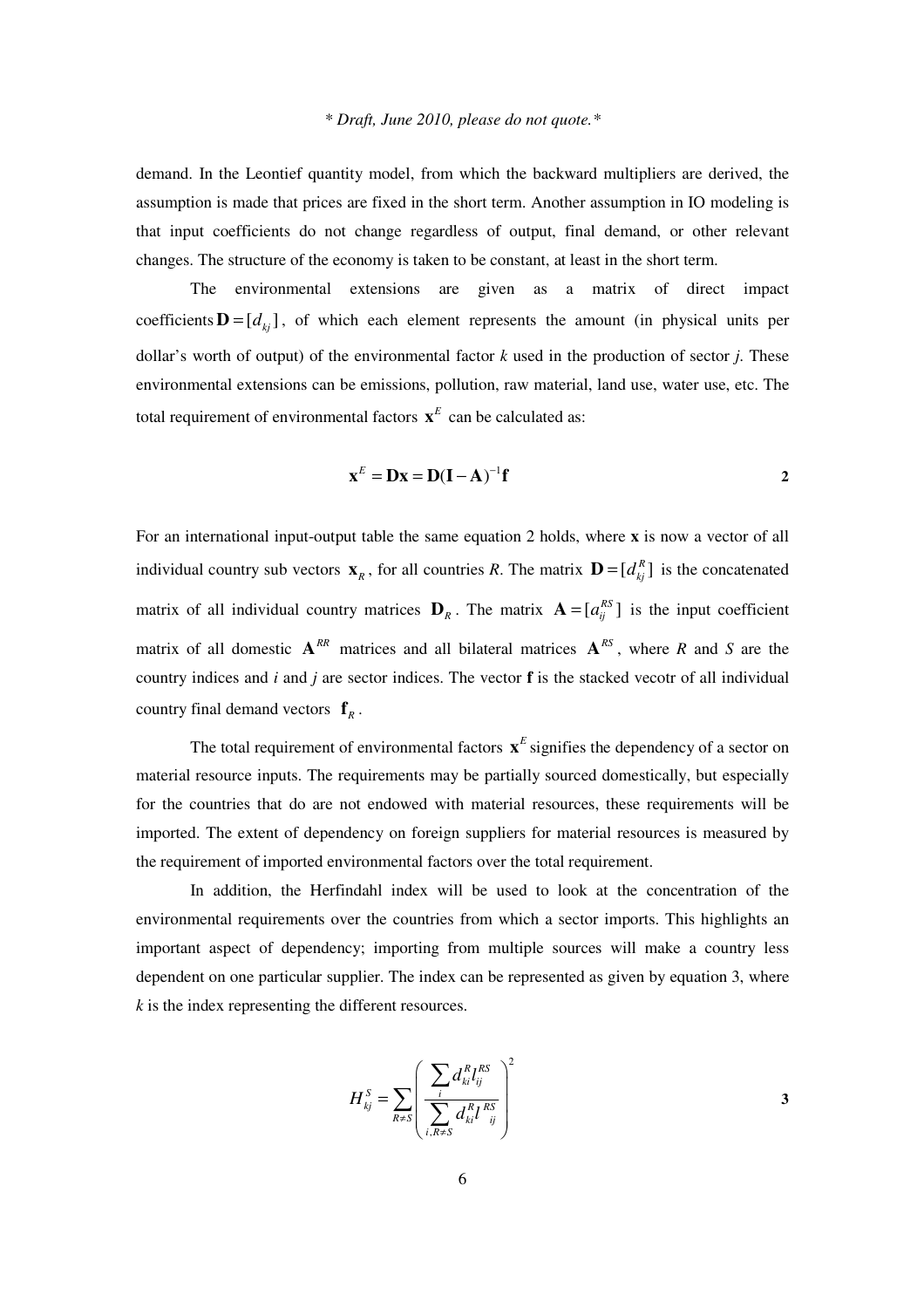demand. In the Leontief quantity model, from which the backward multipliers are derived, the assumption is made that prices are fixed in the short term. Another assumption in IO modeling is that input coefficients do not change regardless of output, final demand, or other relevant changes. The structure of the economy is taken to be constant, at least in the short term.

The environmental extensions are given as a matrix of direct impact coefficients $\mathbf{D} = [d_{kj}]$, of which each element represents the amount (in physical units per dollar's worth of output) of the environmental factor *k* used in the production of sector *j*. These environmental extensions can be emissions, pollution, raw material, land use, water use, etc. The total requirement of environmental factors $\mathbf{x}^E$ can be calculated as:

$$\mathbf{x}^E = \mathbf{D}\mathbf{x} = \mathbf{D}(\mathbf{I} - \mathbf{A})^{-1}\mathbf{f} \tag{2}$$

For an international input-output table the same equation 2 holds, where **x** is now a vector of all individual country sub vectors $\mathbf{x}_R$, for all countries *R*. The matrix $\mathbf{D} = [d_{kj}^R]$ is the concatenated matrix of all individual country matrices $\mathbf{D}_R$. The matrix $\mathbf{A} = [a_{ij}^{RS}]$ is the input coefficient matrix of all domestic $\mathbf{A}^{RR}$ matrices and all bilateral matrices $\mathbf{A}^{RS}$, where *R* and *S* are the country indices and *i* and *j* are sector indices. The vector **f** is the stacked vecotr of all individual country final demand vectors $\mathbf{f}_R$.

The total requirement of environmental factors $\mathbf{x}^E$ signifies the dependency of a sector on material resource inputs. The requirements may be partially sourced domestically, but especially for the countries that do are not endowed with material resources, these requirements will be imported. The extent of dependency on foreign suppliers for material resources is measured by the requirement of imported environmental factors over the total requirement.

In addition, the Herfindahl index will be used to look at the concentration of the environmental requirements over the countries from which a sector imports. This highlights an important aspect of dependency; importing from multiple sources will make a country less dependent on one particular supplier. The index can be represented as given by equation 3, where *k* is the index representing the different resources.

$$H_{kj}^S = \sum_{R \neq S} \left( \frac{\sum_i d_{ki}^R l_{ij}^{RS}}{\sum_{i, R \neq S} d_{ki}^R l_{ij}^{RS}} \right)^2 \tag{3}$$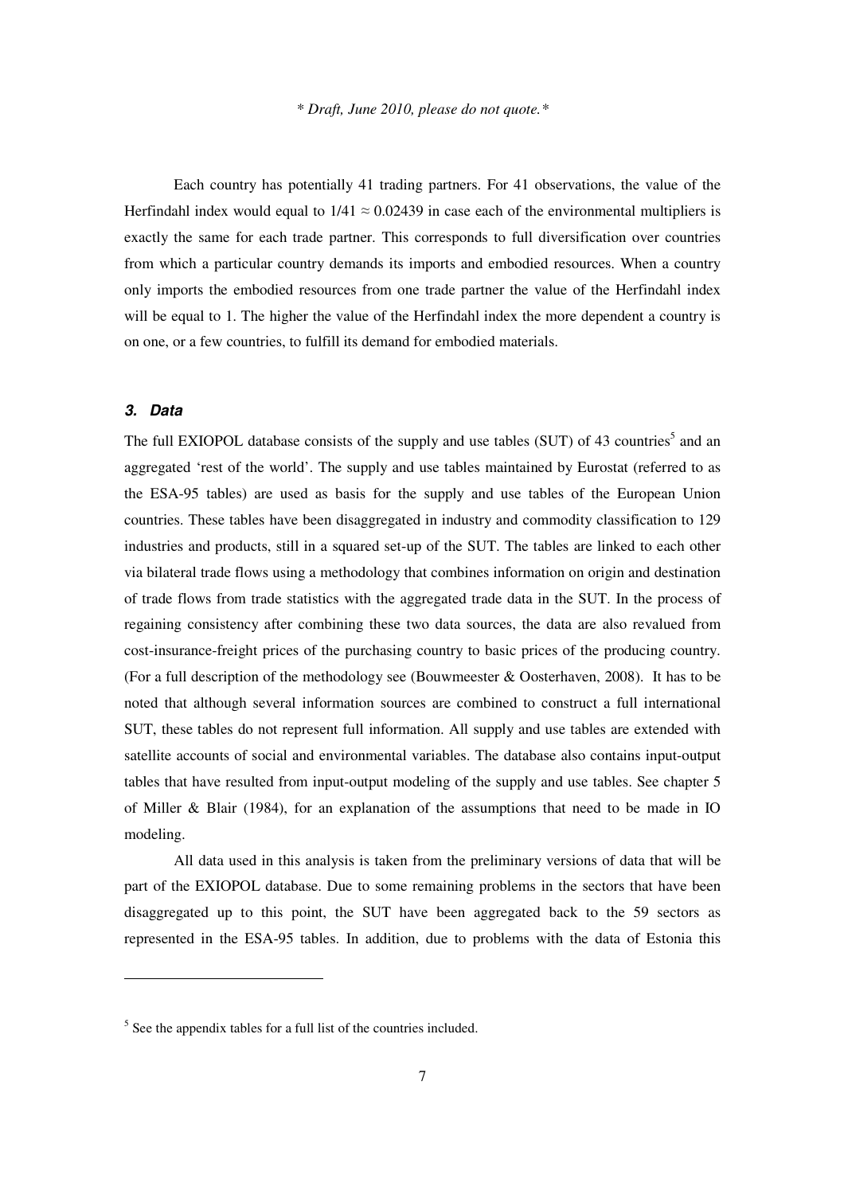Each country has potentially 41 trading partners. For 41 observations, the value of the Herfindahl index would equal to $1/41 \approx 0.02439$ in case each of the environmental multipliers is exactly the same for each trade partner. This corresponds to full diversification over countries from which a particular country demands its imports and embodied resources. When a country only imports the embodied resources from one trade partner the value of the Herfindahl index will be equal to 1. The higher the value of the Herfindahl index the more dependent a country is on one, or a few countries, to fulfill its demand for embodied materials.

### *3. Data*

The full EXIOPOL database consists of the supply and use tables (SUT) of 43 countries[5] and an aggregated 'rest of the world'. The supply and use tables maintained by Eurostat (referred to as the ESA-95 tables) are used as basis for the supply and use tables of the European Union countries. These tables have been disaggregated in industry and commodity classification to 129 industries and products, still in a squared set-up of the SUT. The tables are linked to each other via bilateral trade flows using a methodology that combines information on origin and destination of trade flows from trade statistics with the aggregated trade data in the SUT. In the process of regaining consistency after combining these two data sources, the data are also revalued from cost-insurance-freight prices of the purchasing country to basic prices of the producing country. (For a full description of the methodology see (Bouwmeester & Oosterhaven, 2008). It has to be noted that although several information sources are combined to construct a full international SUT, these tables do not represent full information. All supply and use tables are extended with satellite accounts of social and environmental variables. The database also contains input-output tables that have resulted from input-output modeling of the supply and use tables. See chapter 5 of Miller & Blair (1984), for an explanation of the assumptions that need to be made in IO modeling.

All data used in this analysis is taken from the preliminary versions of data that will be part of the EXIOPOL database. Due to some remaining problems in the sectors that have been disaggregated up to this point, the SUT have been aggregated back to the 59 sectors as represented in the ESA-95 tables. In addition, due to problems with the data of Estonia this

[5] See the appendix tables for a full list of the countries included.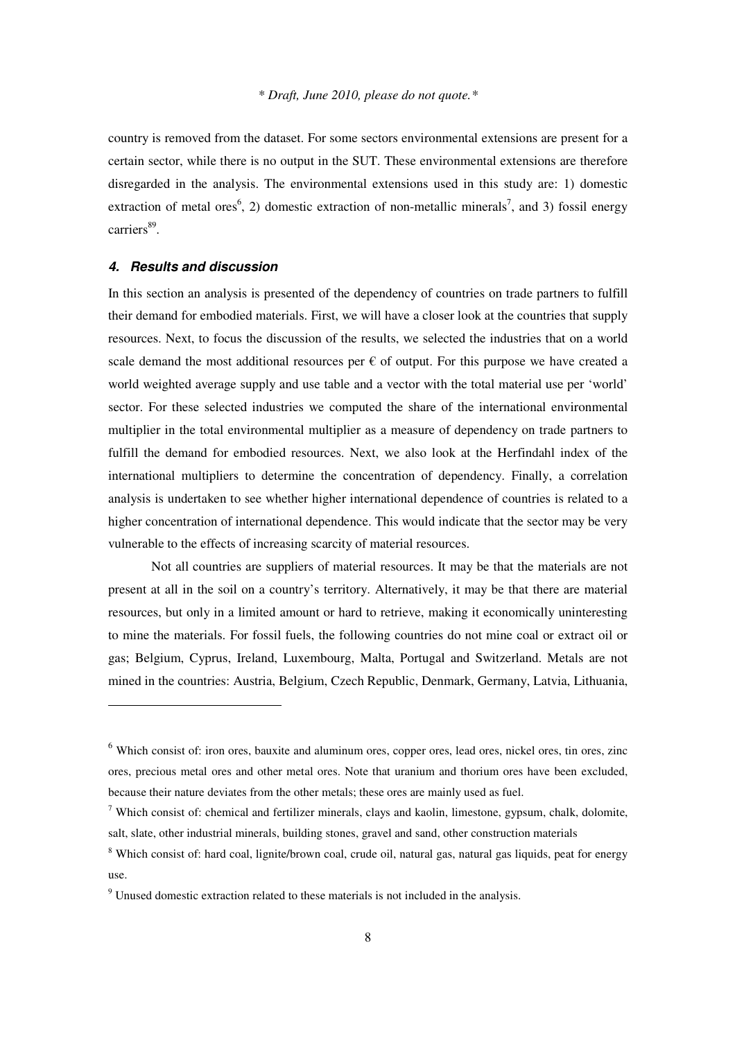country is removed from the dataset. For some sectors environmental extensions are present for a certain sector, while there is no output in the SUT. These environmental extensions are therefore disregarded in the analysis. The environmental extensions used in this study are: 1) domestic extraction of metal ores[6], 2) domestic extraction of non-metallic minerals[7], and 3) fossil energy carriers[8][9].

### 4. Results and discussion

In this section an analysis is presented of the dependency of countries on trade partners to fulfill their demand for embodied materials. First, we will have a closer look at the countries that supply resources. Next, to focus the discussion of the results, we selected the industries that on a world scale demand the most additional resources per € of output. For this purpose we have created a world weighted average supply and use table and a vector with the total material use per 'world' sector. For these selected industries we computed the share of the international environmental multiplier in the total environmental multiplier as a measure of dependency on trade partners to fulfill the demand for embodied resources. Next, we also look at the Herfindahl index of the international multipliers to determine the concentration of dependency. Finally, a correlation analysis is undertaken to see whether higher international dependence of countries is related to a higher concentration of international dependence. This would indicate that the sector may be very vulnerable to the effects of increasing scarcity of material resources.

Not all countries are suppliers of material resources. It may be that the materials are not present at all in the soil on a country's territory. Alternatively, it may be that there are material resources, but only in a limited amount or hard to retrieve, making it economically uninteresting to mine the materials. For fossil fuels, the following countries do not mine coal or extract oil or gas; Belgium, Cyprus, Ireland, Luxembourg, Malta, Portugal and Switzerland. Metals are not mined in the countries: Austria, Belgium, Czech Republic, Denmark, Germany, Latvia, Lithuania,

---

[6] Which consist of: iron ores, bauxite and aluminum ores, copper ores, lead ores, nickel ores, tin ores, zinc ores, precious metal ores and other metal ores. Note that uranium and thorium ores have been excluded, because their nature deviates from the other metals; these ores are mainly used as fuel.

[7] Which consist of: chemical and fertilizer minerals, clays and kaolin, limestone, gypsum, chalk, dolomite, salt, slate, other industrial minerals, building stones, gravel and sand, other construction materials

[8] Which consist of: hard coal, lignite/brown coal, crude oil, natural gas, natural gas liquids, peat for energy use.

[9] Unused domestic extraction related to these materials is not included in the analysis.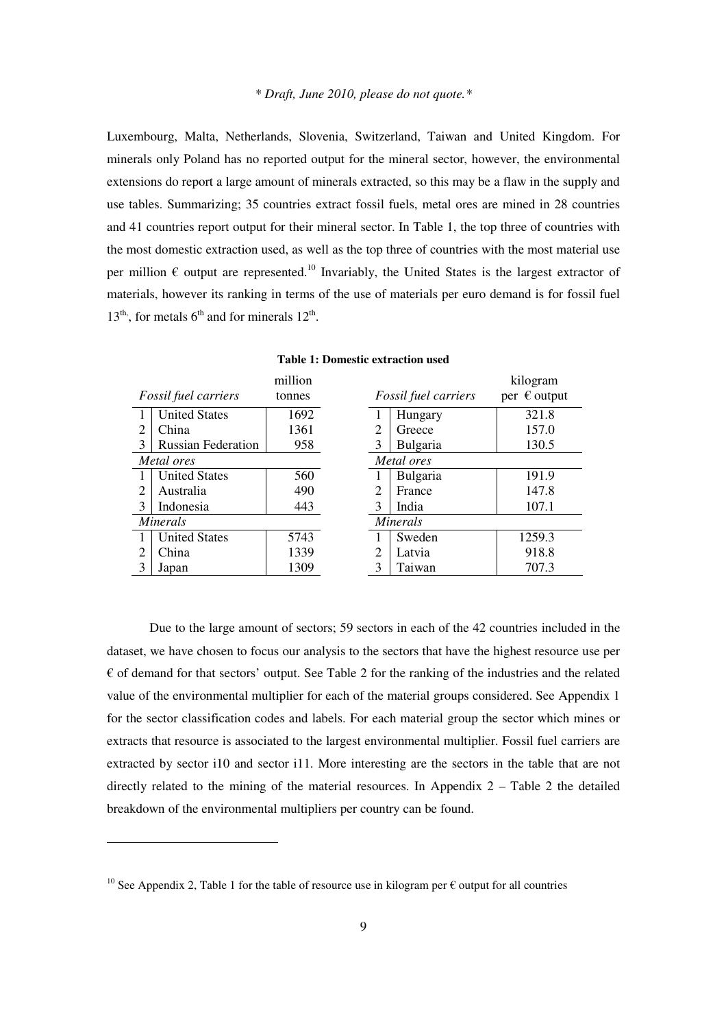Luxembourg, Malta, Netherlands, Slovenia, Switzerland, Taiwan and United Kingdom. For minerals only Poland has no reported output for the mineral sector, however, the environmental extensions do report a large amount of minerals extracted, so this may be a flaw in the supply and use tables. Summarizing; 35 countries extract fossil fuels, metal ores are mined in 28 countries and 41 countries report output for their mineral sector. In Table 1, the top three of countries with the most domestic extraction used, as well as the top three of countries with the most material use per million € output are represented.[10] Invariably, the United States is the largest extractor of materials, however its ranking in terms of the use of materials per euro demand is for fossil fuel 13th, for metals 6th and for minerals 12th.

**Table 1: Domestic extraction used**

| | *Fossil fuel carriers* | million tonnes | | *Fossil fuel carriers* | kilogram per € output |
|---|---|---|---|---|---|
| 1 | United States | 1692 | 1 | Hungary | 321.8 |
| 2 | China | 1361 | 2 | Greece | 157.0 |
| 3 | Russian Federation | 958 | 3 | Bulgaria | 130.5 |
| | *Metal ores* | | | *Metal ores* | |
| 1 | United States | 560 | 1 | Bulgaria | 191.9 |
| 2 | Australia | 490 | 2 | France | 147.8 |
| 3 | Indonesia | 443 | 3 | India | 107.1 |
| | *Minerals* | | | *Minerals* | |
| 1 | United States | 5743 | 1 | Sweden | 1259.3 |
| 2 | China | 1339 | 2 | Latvia | 918.8 |
| 3 | Japan | 1309 | 3 | Taiwan | 707.3 |

Due to the large amount of sectors; 59 sectors in each of the 42 countries included in the dataset, we have chosen to focus our analysis to the sectors that have the highest resource use per € of demand for that sectors' output. See Table 2 for the ranking of the industries and the related value of the environmental multiplier for each of the material groups considered. See Appendix 1 for the sector classification codes and labels. For each material group the sector which mines or extracts that resource is associated to the largest environmental multiplier. Fossil fuel carriers are extracted by sector i10 and sector i11. More interesting are the sectors in the table that are not directly related to the mining of the material resources. In Appendix 2 – Table 2 the detailed breakdown of the environmental multipliers per country can be found.

[10] See Appendix 2, Table 1 for the table of resource use in kilogram per € output for all countries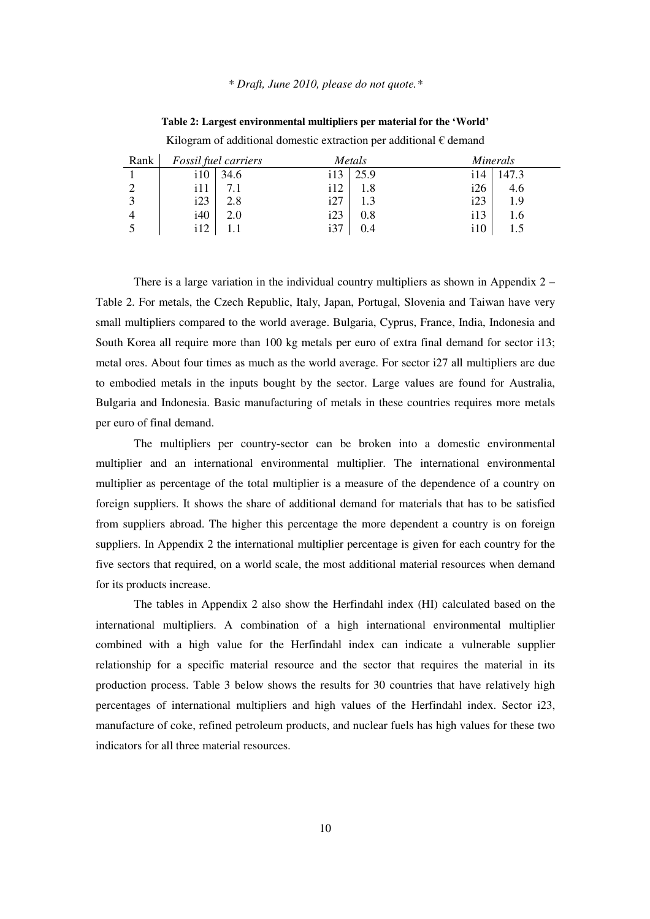*\* Draft, June 2010, please do not quote.\**

**Table 2: Largest environmental multipliers per material for the 'World'**

Kilogram of additional domestic extraction per additional € demand

| Rank | *Fossil fuel carriers* | | *Metals* | | *Minerals* | |
|---|---|---|---|---|---|---|
| 1 | i10 | 34.6 | i13 | 25.9 | i14 | 147.3 |
| 2 | i11 | 7.1 | i12 | 1.8 | i26 | 4.6 |
| 3 | i23 | 2.8 | i27 | 1.3 | i23 | 1.9 |
| 4 | i40 | 2.0 | i23 | 0.8 | i13 | 1.6 |
| 5 | i12 | 1.1 | i37 | 0.4 | i10 | 1.5 |

There is a large variation in the individual country multipliers as shown in Appendix 2 – Table 2. For metals, the Czech Republic, Italy, Japan, Portugal, Slovenia and Taiwan have very small multipliers compared to the world average. Bulgaria, Cyprus, France, India, Indonesia and South Korea all require more than 100 kg metals per euro of extra final demand for sector i13; metal ores. About four times as much as the world average. For sector i27 all multipliers are due to embodied metals in the inputs bought by the sector. Large values are found for Australia, Bulgaria and Indonesia. Basic manufacturing of metals in these countries requires more metals per euro of final demand.

The multipliers per country-sector can be broken into a domestic environmental multiplier and an international environmental multiplier. The international environmental multiplier as percentage of the total multiplier is a measure of the dependence of a country on foreign suppliers. It shows the share of additional demand for materials that has to be satisfied from suppliers abroad. The higher this percentage the more dependent a country is on foreign suppliers. In Appendix 2 the international multiplier percentage is given for each country for the five sectors that required, on a world scale, the most additional material resources when demand for its products increase.

The tables in Appendix 2 also show the Herfindahl index (HI) calculated based on the international multipliers. A combination of a high international environmental multiplier combined with a high value for the Herfindahl index can indicate a vulnerable supplier relationship for a specific material resource and the sector that requires the material in its production process. Table 3 below shows the results for 30 countries that have relatively high percentages of international multipliers and high values of the Herfindahl index. Sector i23, manufacture of coke, refined petroleum products, and nuclear fuels has high values for these two indicators for all three material resources.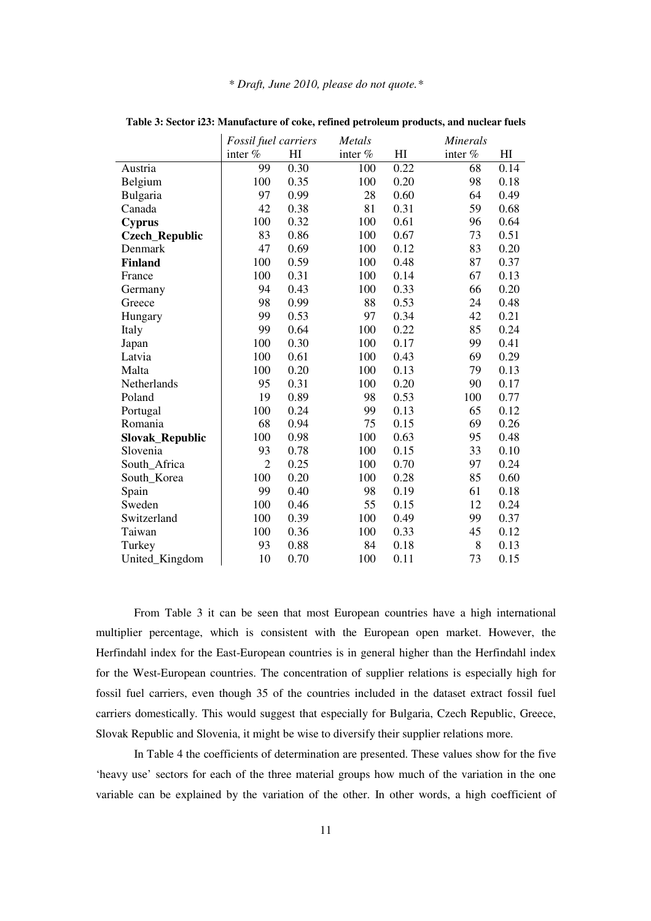**Table 3: Sector i23: Manufacture of coke, refined petroleum products, and nuclear fuels**

| | *Fossil fuel carriers* | | *Metals* | | *Minerals* | |
|---|---|---|---|---|---|---|
| | inter % | HI | inter % | HI | inter % | HI |
| Austria | 99 | 0.30 | 100 | 0.22 | 68 | 0.14 |
| Belgium | 100 | 0.35 | 100 | 0.20 | 98 | 0.18 |
| Bulgaria | 97 | 0.99 | 28 | 0.60 | 64 | 0.49 |
| Canada | 42 | 0.38 | 81 | 0.31 | 59 | 0.68 |
| **Cyprus** | 100 | 0.32 | 100 | 0.61 | 96 | 0.64 |
| **Czech_Republic** | 83 | 0.86 | 100 | 0.67 | 73 | 0.51 |
| Denmark | 47 | 0.69 | 100 | 0.12 | 83 | 0.20 |
| **Finland** | 100 | 0.59 | 100 | 0.48 | 87 | 0.37 |
| France | 100 | 0.31 | 100 | 0.14 | 67 | 0.13 |
| Germany | 94 | 0.43 | 100 | 0.33 | 66 | 0.20 |
| Greece | 98 | 0.99 | 88 | 0.53 | 24 | 0.48 |
| Hungary | 99 | 0.53 | 97 | 0.34 | 42 | 0.21 |
| Italy | 99 | 0.64 | 100 | 0.22 | 85 | 0.24 |
| Japan | 100 | 0.30 | 100 | 0.17 | 99 | 0.41 |
| Latvia | 100 | 0.61 | 100 | 0.43 | 69 | 0.29 |
| Malta | 100 | 0.20 | 100 | 0.13 | 79 | 0.13 |
| Netherlands | 95 | 0.31 | 100 | 0.20 | 90 | 0.17 |
| Poland | 19 | 0.89 | 98 | 0.53 | 100 | 0.77 |
| Portugal | 100 | 0.24 | 99 | 0.13 | 65 | 0.12 |
| Romania | 68 | 0.94 | 75 | 0.15 | 69 | 0.26 |
| **Slovak_Republic** | 100 | 0.98 | 100 | 0.63 | 95 | 0.48 |
| Slovenia | 93 | 0.78 | 100 | 0.15 | 33 | 0.10 |
| South_Africa | 2 | 0.25 | 100 | 0.70 | 97 | 0.24 |
| South_Korea | 100 | 0.20 | 100 | 0.28 | 85 | 0.60 |
| Spain | 99 | 0.40 | 98 | 0.19 | 61 | 0.18 |
| Sweden | 100 | 0.46 | 55 | 0.15 | 12 | 0.24 |
| Switzerland | 100 | 0.39 | 100 | 0.49 | 99 | 0.37 |
| Taiwan | 100 | 0.36 | 100 | 0.33 | 45 | 0.12 |
| Turkey | 93 | 0.88 | 84 | 0.18 | 8 | 0.13 |
| United_Kingdom | 10 | 0.70 | 100 | 0.11 | 73 | 0.15 |

From Table 3 it can be seen that most European countries have a high international multiplier percentage, which is consistent with the European open market. However, the Herfindahl index for the East-European countries is in general higher than the Herfindahl index for the West-European countries. The concentration of supplier relations is especially high for fossil fuel carriers, even though 35 of the countries included in the dataset extract fossil fuel carriers domestically. This would suggest that especially for Bulgaria, Czech Republic, Greece, Slovak Republic and Slovenia, it might be wise to diversify their supplier relations more.

In Table 4 the coefficients of determination are presented. These values show for the five 'heavy use' sectors for each of the three material groups how much of the variation in the one variable can be explained by the variation of the other. In other words, a high coefficient of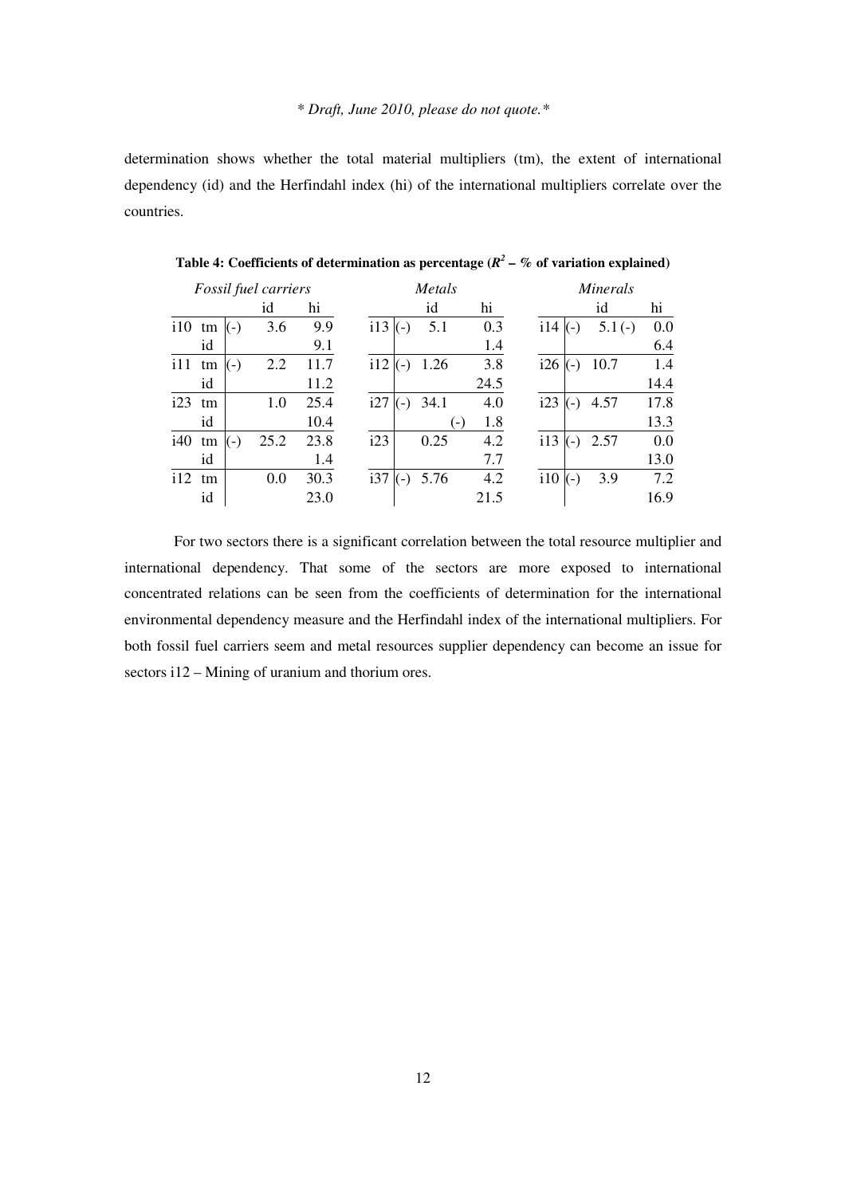determination shows whether the total material multipliers (tm), the extent of international dependency (id) and the Herfindahl index (hi) of the international multipliers correlate over the countries.

**Table 4: Coefficients of determination as percentage ($R^2$ – % of variation explained)**

| *Fossil fuel carriers* | | | | *Metals* | | | *Minerals* | | |
|---|---|---|---|---|---|---|---|---|---|
| | | id | hi | | id | hi | | id | hi |
| i10 | tm | (-) 3.6 | 9.9 | i13 | (-) 5.1 | 0.3 | i14 | (-) 5.1 | (-) 0.0 |
| | id | | 9.1 | | | 1.4 | | | 6.4 |
| i11 | tm | (-) 2.2 | 11.7 | i12 | (-) 1.26 | 3.8 | i26 | (-) 10.7 | 1.4 |
| | id | | 11.2 | | | 24.5 | | | 14.4 |
| i23 | tm | 1.0 | 25.4 | i27 | (-) 34.1 | 4.0 | i23 | (-) 4.57 | 17.8 |
| | id | | 10.4 | | | (-) 1.8 | | | 13.3 |
| i40 | tm | (-) 25.2 | 23.8 | i23 | 0.25 | 4.2 | i13 | (-) 2.57 | 0.0 |
| | id | | 1.4 | | | 7.7 | | | 13.0 |
| i12 | tm | 0.0 | 30.3 | i37 | (-) 5.76 | 4.2 | i10 | (-) 3.9 | 7.2 |
| | id | | 23.0 | | | 21.5 | | | 16.9 |

For two sectors there is a significant correlation between the total resource multiplier and international dependency. That some of the sectors are more exposed to international concentrated relations can be seen from the coefficients of determination for the international environmental dependency measure and the Herfindahl index of the international multipliers. For both fossil fuel carriers seem and metal resources supplier dependency can become an issue for sectors i12 – Mining of uranium and thorium ores.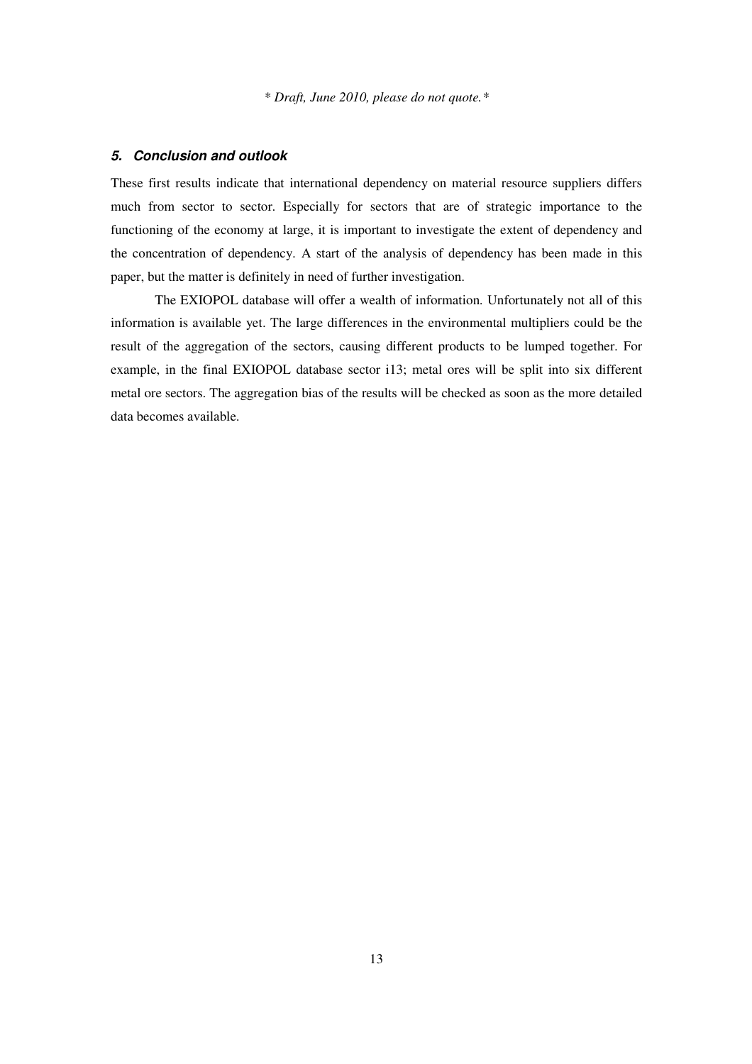### 5. Conclusion and outlook

These first results indicate that international dependency on material resource suppliers differs much from sector to sector. Especially for sectors that are of strategic importance to the functioning of the economy at large, it is important to investigate the extent of dependency and the concentration of dependency. A start of the analysis of dependency has been made in this paper, but the matter is definitely in need of further investigation.

The EXIOPOL database will offer a wealth of information. Unfortunately not all of this information is available yet. The large differences in the environmental multipliers could be the result of the aggregation of the sectors, causing different products to be lumped together. For example, in the final EXIOPOL database sector i13; metal ores will be split into six different metal ore sectors. The aggregation bias of the results will be checked as soon as the more detailed data becomes available.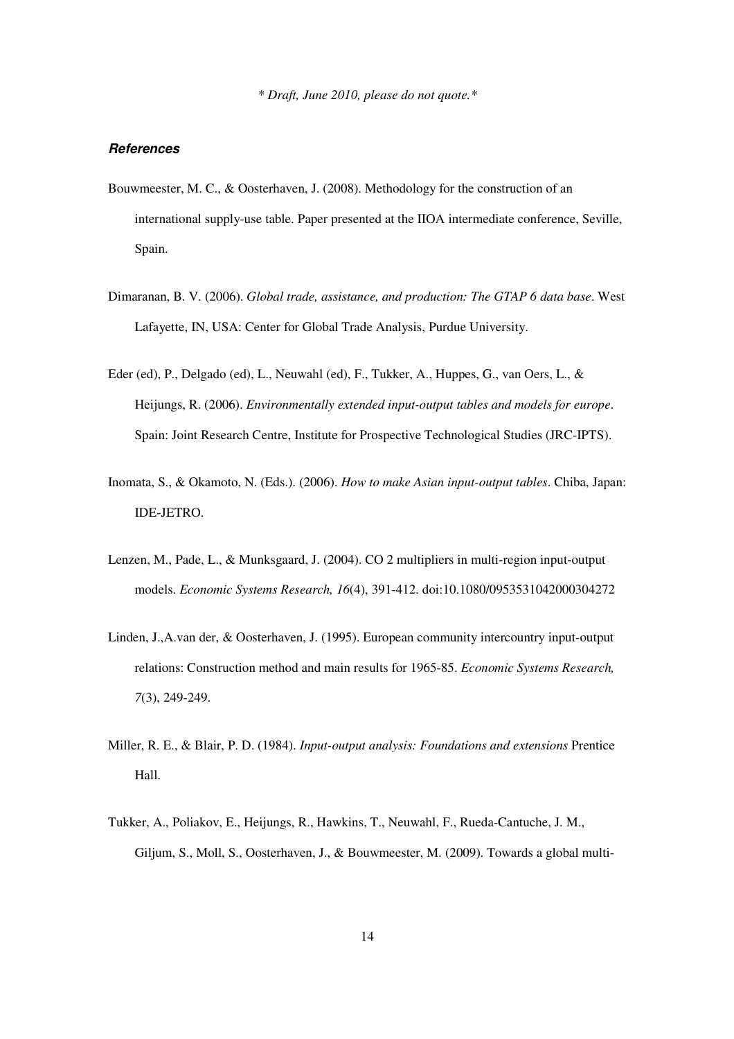*\* Draft, June 2010, please do not quote.\**

### *References*

Bouwmeester, M. C., & Oosterhaven, J. (2008). Methodology for the construction of an international supply-use table. Paper presented at the IIOA intermediate conference, Seville, Spain.

Dimaranan, B. V. (2006). *Global trade, assistance, and production: The GTAP 6 data base*. West Lafayette, IN, USA: Center for Global Trade Analysis, Purdue University.

Eder (ed), P., Delgado (ed), L., Neuwahl (ed), F., Tukker, A., Huppes, G., van Oers, L., & Heijungs, R. (2006). *Environmentally extended input-output tables and models for europe*. Spain: Joint Research Centre, Institute for Prospective Technological Studies (JRC-IPTS).

Inomata, S., & Okamoto, N. (Eds.). (2006). *How to make Asian input-output tables*. Chiba, Japan: IDE-JETRO.

Lenzen, M., Pade, L., & Munksgaard, J. (2004). CO 2 multipliers in multi-region input-output models. *Economic Systems Research, 16*(4), 391-412. doi:10.1080/0953531042000304272

Linden, J.,A.van der, & Oosterhaven, J. (1995). European community intercountry input-output relations: Construction method and main results for 1965-85. *Economic Systems Research, 7*(3), 249-249.

Miller, R. E., & Blair, P. D. (1984). *Input-output analysis: Foundations and extensions* Prentice Hall.

Tukker, A., Poliakov, E., Heijungs, R., Hawkins, T., Neuwahl, F., Rueda-Cantuche, J. M., Giljum, S., Moll, S., Oosterhaven, J., & Bouwmeester, M. (2009). Towards a global multi-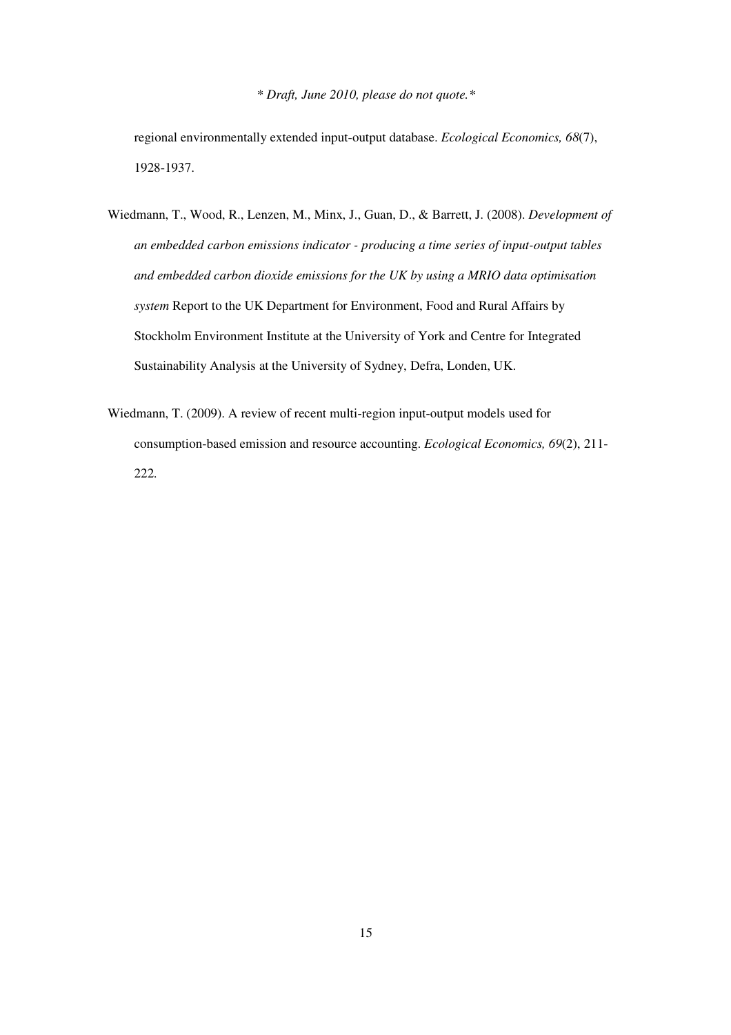regional environmentally extended input-output database. *Ecological Economics, 68*(7), 1928-1937.

Wiedmann, T., Wood, R., Lenzen, M., Minx, J., Guan, D., & Barrett, J. (2008). *Development of an embedded carbon emissions indicator - producing a time series of input-output tables and embedded carbon dioxide emissions for the UK by using a MRIO data optimisation system* Report to the UK Department for Environment, Food and Rural Affairs by Stockholm Environment Institute at the University of York and Centre for Integrated Sustainability Analysis at the University of Sydney, Defra, Londen, UK.

Wiedmann, T. (2009). A review of recent multi-region input-output models used for consumption-based emission and resource accounting. *Ecological Economics, 69*(2), 211-222.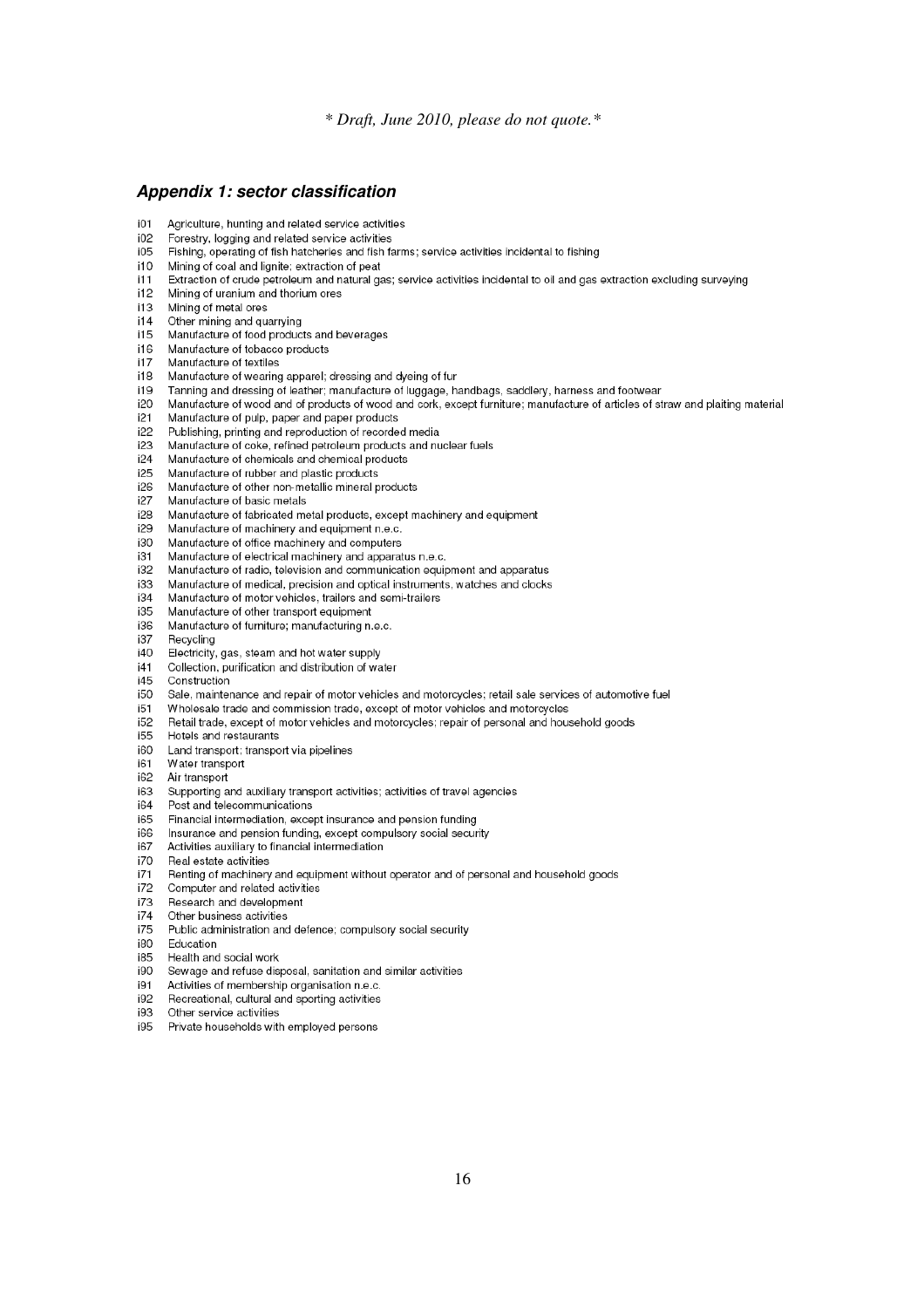## Appendix 1: sector classification

i01 Agriculture, hunting and related service activities
i02 Forestry, logging and related service activities
i05 Fishing, operating of fish hatcheries and fish farms; service activities incidental to fishing
i10 Mining of coal and lignite; extraction of peat
i11 Extraction of crude petroleum and natural gas; service activities incidental to oil and gas extraction excluding surveying
i12 Mining of uranium and thorium ores
i13 Mining of metal ores
i14 Other mining and quarrying
i15 Manufacture of food products and beverages
i16 Manufacture of tobacco products
i17 Manufacture of textiles
i18 Manufacture of wearing apparel; dressing and dyeing of fur
i19 Tanning and dressing of leather; manufacture of luggage, handbags, saddlery, harness and footwear
i20 Manufacture of wood and of products of wood and cork, except furniture; manufacture of articles of straw and plaiting material
i21 Manufacture of pulp, paper and paper products
i22 Publishing, printing and reproduction of recorded media
i23 Manufacture of coke, refined petroleum products and nuclear fuels
i24 Manufacture of chemicals and chemical products
i25 Manufacture of rubber and plastic products
i26 Manufacture of other non-metallic mineral products
i27 Manufacture of basic metals
i28 Manufacture of fabricated metal products, except machinery and equipment
i29 Manufacture of machinery and equipment n.e.c.
i30 Manufacture of office machinery and computers
i31 Manufacture of electrical machinery and apparatus n.e.c.
i32 Manufacture of radio, television and communication equipment and apparatus
i33 Manufacture of medical, precision and optical instruments, watches and clocks
i34 Manufacture of motor vehicles, trailers and semi-trailers
i35 Manufacture of other transport equipment
i36 Manufacture of furniture; manufacturing n.e.c.
i37 Recycling
i40 Electricity, gas, steam and hot water supply
i41 Collection, purification and distribution of water
i45 Construction
i50 Sale, maintenance and repair of motor vehicles and motorcycles; retail sale services of automotive fuel
i51 Wholesale trade and commission trade, except of motor vehicles and motorcycles
i52 Retail trade, except of motor vehicles and motorcycles; repair of personal and household goods
i55 Hotels and restaurants
i60 Land transport; transport via pipelines
i61 Water transport
i62 Air transport
i63 Supporting and auxiliary transport activities; activities of travel agencies
i64 Post and telecommunications
i65 Financial intermediation, except insurance and pension funding
i66 Insurance and pension funding, except compulsory social security
i67 Activities auxiliary to financial intermediation
i70 Real estate activities
i71 Renting of machinery and equipment without operator and of personal and household goods
i72 Computer and related activities
i73 Research and development
i74 Other business activities
i75 Public administration and defence; compulsory social security
i80 Education
i85 Health and social work
i90 Sewage and refuse disposal, sanitation and similar activities
i91 Activities of membership organisation n.e.c.
i92 Recreational, cultural and sporting activities
i93 Other service activities
i95 Private households with employed persons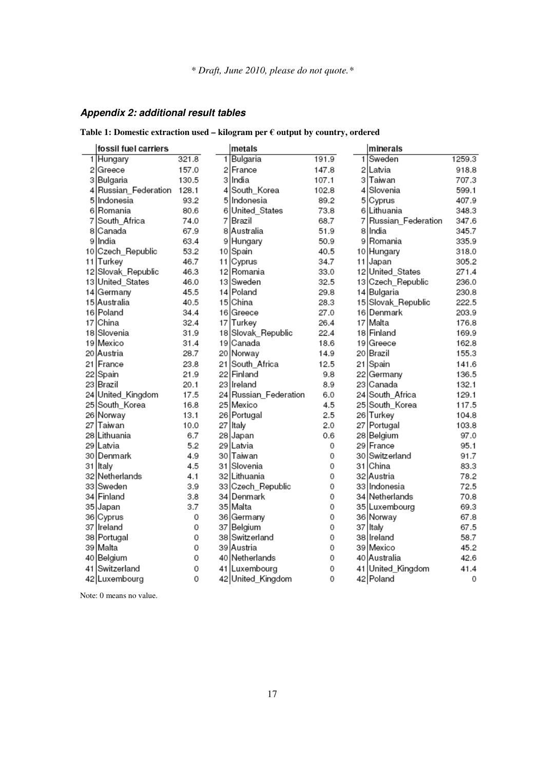*\* Draft, June 2010, please do not quote.\**

## *Appendix 2: additional result tables*

**Table 1: Domestic extraction used – kilogram per € output by country, ordered**

| | fossil fuel carriers | | | metals | | | minerals | |
|---|---|---|---|---|---|---|---|---|
| 1 | Hungary | 321.8 | 1 | Bulgaria | 191.9 | 1 | Sweden | 1259.3 |
| 2 | Greece | 157.0 | 2 | France | 147.8 | 2 | Latvia | 918.8 |
| 3 | Bulgaria | 130.5 | 3 | India | 107.1 | 3 | Taiwan | 707.3 |
| 4 | Russian_Federation | 128.1 | 4 | South_Korea | 102.8 | 4 | Slovenia | 599.1 |
| 5 | Indonesia | 93.2 | 5 | Indonesia | 89.2 | 5 | Cyprus | 407.9 |
| 6 | Romania | 80.6 | 6 | United_States | 73.8 | 6 | Lithuania | 348.3 |
| 7 | South_Africa | 74.0 | 7 | Brazil | 68.7 | 7 | Russian_Federation | 347.6 |
| 8 | Canada | 67.9 | 8 | Australia | 51.9 | 8 | India | 345.7 |
| 9 | India | 63.4 | 9 | Hungary | 50.9 | 9 | Romania | 335.9 |
| 10 | Czech_Republic | 53.2 | 10 | Spain | 40.5 | 10 | Hungary | 318.0 |
| 11 | Turkey | 46.7 | 11 | Cyprus | 34.7 | 11 | Japan | 305.2 |
| 12 | Slovak_Republic | 46.3 | 12 | Romania | 33.0 | 12 | United_States | 271.4 |
| 13 | United_States | 46.0 | 13 | Sweden | 32.5 | 13 | Czech_Republic | 236.0 |
| 14 | Germany | 45.5 | 14 | Poland | 29.8 | 14 | Bulgaria | 230.8 |
| 15 | Australia | 40.5 | 15 | China | 28.3 | 15 | Slovak_Republic | 222.5 |
| 16 | Poland | 34.4 | 16 | Greece | 27.0 | 16 | Denmark | 203.9 |
| 17 | China | 32.4 | 17 | Turkey | 26.4 | 17 | Malta | 176.8 |
| 18 | Slovenia | 31.9 | 18 | Slovak_Republic | 22.4 | 18 | Finland | 169.9 |
| 19 | Mexico | 31.4 | 19 | Canada | 18.6 | 19 | Greece | 162.8 |
| 20 | Austria | 28.7 | 20 | Norway | 14.9 | 20 | Brazil | 155.3 |
| 21 | France | 23.8 | 21 | South_Africa | 12.5 | 21 | Spain | 141.6 |
| 22 | Spain | 21.9 | 22 | Finland | 9.8 | 22 | Germany | 136.5 |
| 23 | Brazil | 20.1 | 23 | Ireland | 8.9 | 23 | Canada | 132.1 |
| 24 | United_Kingdom | 17.5 | 24 | Russian_Federation | 6.0 | 24 | South_Africa | 129.1 |
| 25 | South_Korea | 16.8 | 25 | Mexico | 4.5 | 25 | South_Korea | 117.5 |
| 26 | Norway | 13.1 | 26 | Portugal | 2.5 | 26 | Turkey | 104.8 |
| 27 | Taiwan | 10.0 | 27 | Italy | 2.0 | 27 | Portugal | 103.8 |
| 28 | Lithuania | 6.7 | 28 | Japan | 0.6 | 28 | Belgium | 97.0 |
| 29 | Latvia | 5.2 | 29 | Latvia | 0 | 29 | France | 95.1 |
| 30 | Denmark | 4.9 | 30 | Taiwan | 0 | 30 | Switzerland | 91.7 |
| 31 | Italy | 4.5 | 31 | Slovenia | 0 | 31 | China | 83.3 |
| 32 | Netherlands | 4.1 | 32 | Lithuania | 0 | 32 | Austria | 78.2 |
| 33 | Sweden | 3.9 | 33 | Czech_Republic | 0 | 33 | Indonesia | 72.5 |
| 34 | Finland | 3.8 | 34 | Denmark | 0 | 34 | Netherlands | 70.8 |
| 35 | Japan | 3.7 | 35 | Malta | 0 | 35 | Luxembourg | 69.3 |
| 36 | Cyprus | 0 | 36 | Germany | 0 | 36 | Norway | 67.8 |
| 37 | Ireland | 0 | 37 | Belgium | 0 | 37 | Italy | 67.5 |
| 38 | Portugal | 0 | 38 | Switzerland | 0 | 38 | Ireland | 58.7 |
| 39 | Malta | 0 | 39 | Austria | 0 | 39 | Mexico | 45.2 |
| 40 | Belgium | 0 | 40 | Netherlands | 0 | 40 | Australia | 42.6 |
| 41 | Switzerland | 0 | 41 | Luxembourg | 0 | 41 | United_Kingdom | 41.4 |
| 42 | Luxembourg | 0 | 42 | United_Kingdom | 0 | 42 | Poland | 0 |

Note: 0 means no value.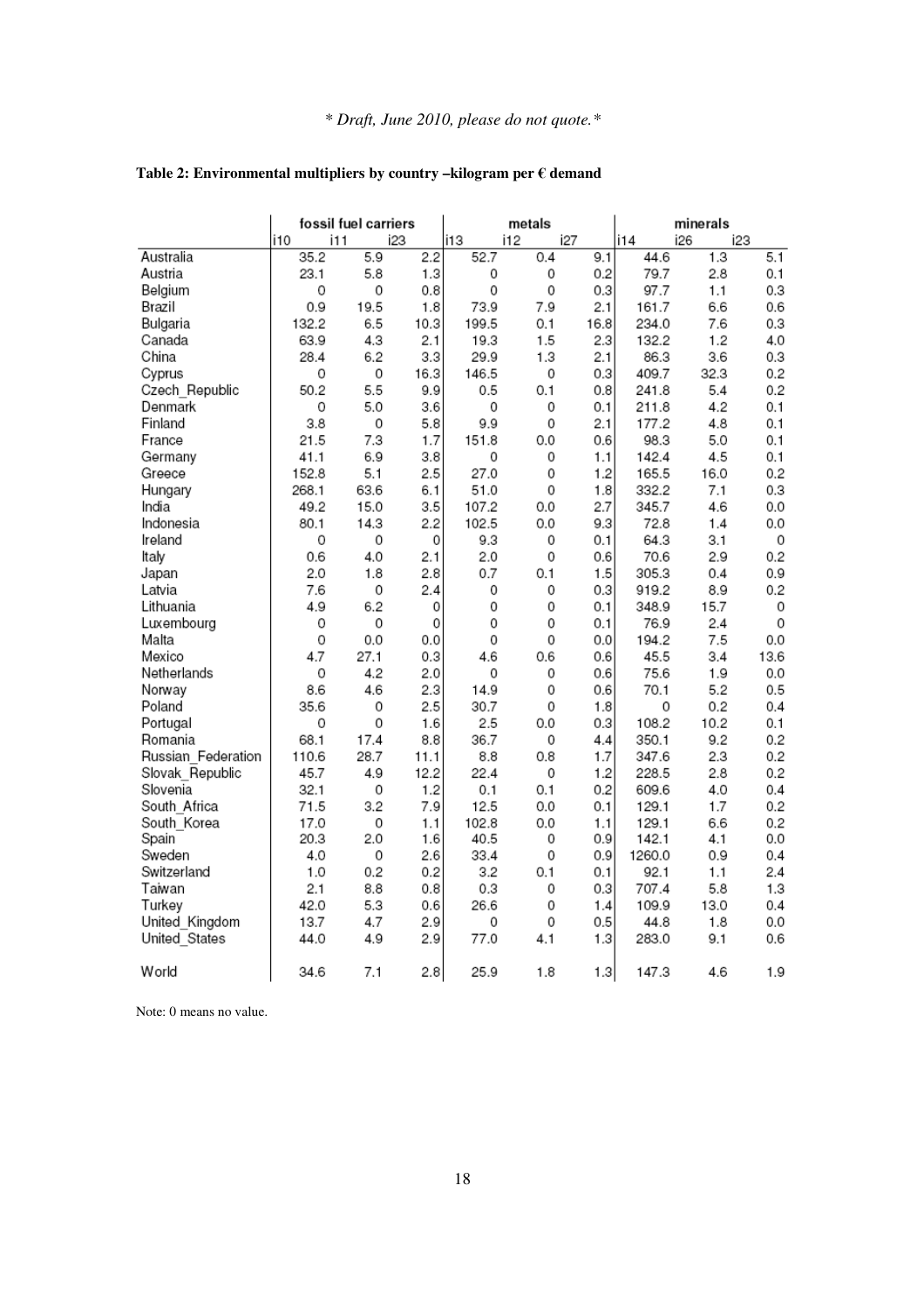*Draft, June 2010, please do not quote.*

**Table 2: Environmental multipliers by country –kilogram per € demand**

| | fossil fuel carriers | | | metals | | | minerals | | |
|---|---|---|---|---|---|---|---|---|---|
| | i10 | i11 | i23 | i13 | i12 | i27 | i14 | i26 | i23 |
| Australia | 35.2 | 5.9 | 2.2 | 52.7 | 0.4 | 9.1 | 44.6 | 1.3 | 5.1 |
| Austria | 23.1 | 5.8 | 1.3 | 0 | 0 | 0.2 | 79.7 | 2.8 | 0.1 |
| Belgium | 0 | 0 | 0.8 | 0 | 0 | 0.3 | 97.7 | 1.1 | 0.3 |
| Brazil | 0.9 | 19.5 | 1.8 | 73.9 | 7.9 | 2.1 | 161.7 | 6.6 | 0.6 |
| Bulgaria | 132.2 | 6.5 | 10.3 | 199.5 | 0.1 | 16.8 | 234.0 | 7.6 | 0.3 |
| Canada | 63.9 | 4.3 | 2.1 | 19.3 | 1.5 | 2.3 | 132.2 | 1.2 | 4.0 |
| China | 28.4 | 6.2 | 3.3 | 29.9 | 1.3 | 2.1 | 86.3 | 3.6 | 0.3 |
| Cyprus | 0 | 0 | 16.3 | 146.5 | 0 | 0.3 | 409.7 | 32.3 | 0.2 |
| Czech_Republic | 50.2 | 5.5 | 9.9 | 0.5 | 0.1 | 0.8 | 241.8 | 5.4 | 0.2 |
| Denmark | 0 | 5.0 | 3.6 | 0 | 0 | 0.1 | 211.8 | 4.2 | 0.1 |
| Finland | 3.8 | 0 | 5.8 | 9.9 | 0 | 2.1 | 177.2 | 4.8 | 0.1 |
| France | 21.5 | 7.3 | 1.7 | 151.8 | 0.0 | 0.6 | 98.3 | 5.0 | 0.1 |
| Germany | 41.1 | 6.9 | 3.8 | 0 | 0 | 1.1 | 142.4 | 4.5 | 0.1 |
| Greece | 152.8 | 5.1 | 2.5 | 27.0 | 0 | 1.2 | 165.5 | 16.0 | 0.2 |
| Hungary | 268.1 | 63.6 | 6.1 | 51.0 | 0 | 1.8 | 332.2 | 7.1 | 0.3 |
| India | 49.2 | 15.0 | 3.5 | 107.2 | 0.0 | 2.7 | 345.7 | 4.6 | 0.0 |
| Indonesia | 80.1 | 14.3 | 2.2 | 102.5 | 0.0 | 9.3 | 72.8 | 1.4 | 0.0 |
| Ireland | 0 | 0 | 0 | 9.3 | 0 | 0.1 | 64.3 | 3.1 | 0 |
| Italy | 0.6 | 4.0 | 2.1 | 2.0 | 0 | 0.6 | 70.6 | 2.9 | 0.2 |
| Japan | 2.0 | 1.8 | 2.8 | 0.7 | 0.1 | 1.5 | 305.3 | 0.4 | 0.9 |
| Latvia | 7.6 | 0 | 2.4 | 0 | 0 | 0.3 | 919.2 | 8.9 | 0.2 |
| Lithuania | 4.9 | 6.2 | 0 | 0 | 0 | 0.1 | 348.9 | 15.7 | 0 |
| Luxembourg | 0 | 0 | 0 | 0 | 0 | 0.1 | 76.9 | 2.4 | 0 |
| Malta | 0 | 0.0 | 0.0 | 0 | 0 | 0.0 | 194.2 | 7.5 | 0.0 |
| Mexico | 4.7 | 27.1 | 0.3 | 4.6 | 0.6 | 0.6 | 45.5 | 3.4 | 13.6 |
| Netherlands | 0 | 4.2 | 2.0 | 0 | 0 | 0.6 | 75.6 | 1.9 | 0.0 |
| Norway | 8.6 | 4.6 | 2.3 | 14.9 | 0 | 0.6 | 70.1 | 5.2 | 0.5 |
| Poland | 35.6 | 0 | 2.5 | 30.7 | 0 | 1.8 | 0 | 0.2 | 0.4 |
| Portugal | 0 | 0 | 1.6 | 2.5 | 0.0 | 0.3 | 108.2 | 10.2 | 0.1 |
| Romania | 68.1 | 17.4 | 8.8 | 36.7 | 0 | 4.4 | 350.1 | 9.2 | 0.2 |
| Russian_Federation | 110.6 | 28.7 | 11.1 | 8.8 | 0.8 | 1.7 | 347.6 | 2.3 | 0.2 |
| Slovak_Republic | 45.7 | 4.9 | 12.2 | 22.4 | 0 | 1.2 | 228.5 | 2.8 | 0.2 |
| Slovenia | 32.1 | 0 | 1.2 | 0.1 | 0.1 | 0.2 | 609.6 | 4.0 | 0.4 |
| South_Africa | 71.5 | 3.2 | 7.9 | 12.5 | 0.0 | 0.1 | 129.1 | 1.7 | 0.2 |
| South_Korea | 17.0 | 0 | 1.1 | 102.8 | 0.0 | 1.1 | 129.1 | 6.6 | 0.2 |
| Spain | 20.3 | 2.0 | 1.6 | 40.5 | 0 | 0.9 | 142.1 | 4.1 | 0.0 |
| Sweden | 4.0 | 0 | 2.6 | 33.4 | 0 | 0.9 | 1260.0 | 0.9 | 0.4 |
| Switzerland | 1.0 | 0.2 | 0.2 | 3.2 | 0.1 | 0.1 | 92.1 | 1.1 | 2.4 |
| Taiwan | 2.1 | 8.8 | 0.8 | 0.3 | 0 | 0.3 | 707.4 | 5.8 | 1.3 |
| Turkey | 42.0 | 5.3 | 0.6 | 26.6 | 0 | 1.4 | 109.9 | 13.0 | 0.4 |
| United_Kingdom | 13.7 | 4.7 | 2.9 | 0 | 0 | 0.5 | 44.8 | 1.8 | 0.0 |
| United_States | 44.0 | 4.9 | 2.9 | 77.0 | 4.1 | 1.3 | 283.0 | 9.1 | 0.6 |
| World | 34.6 | 7.1 | 2.8 | 25.9 | 1.8 | 1.3 | 147.3 | 4.6 | 1.9 |

Note: 0 means no value.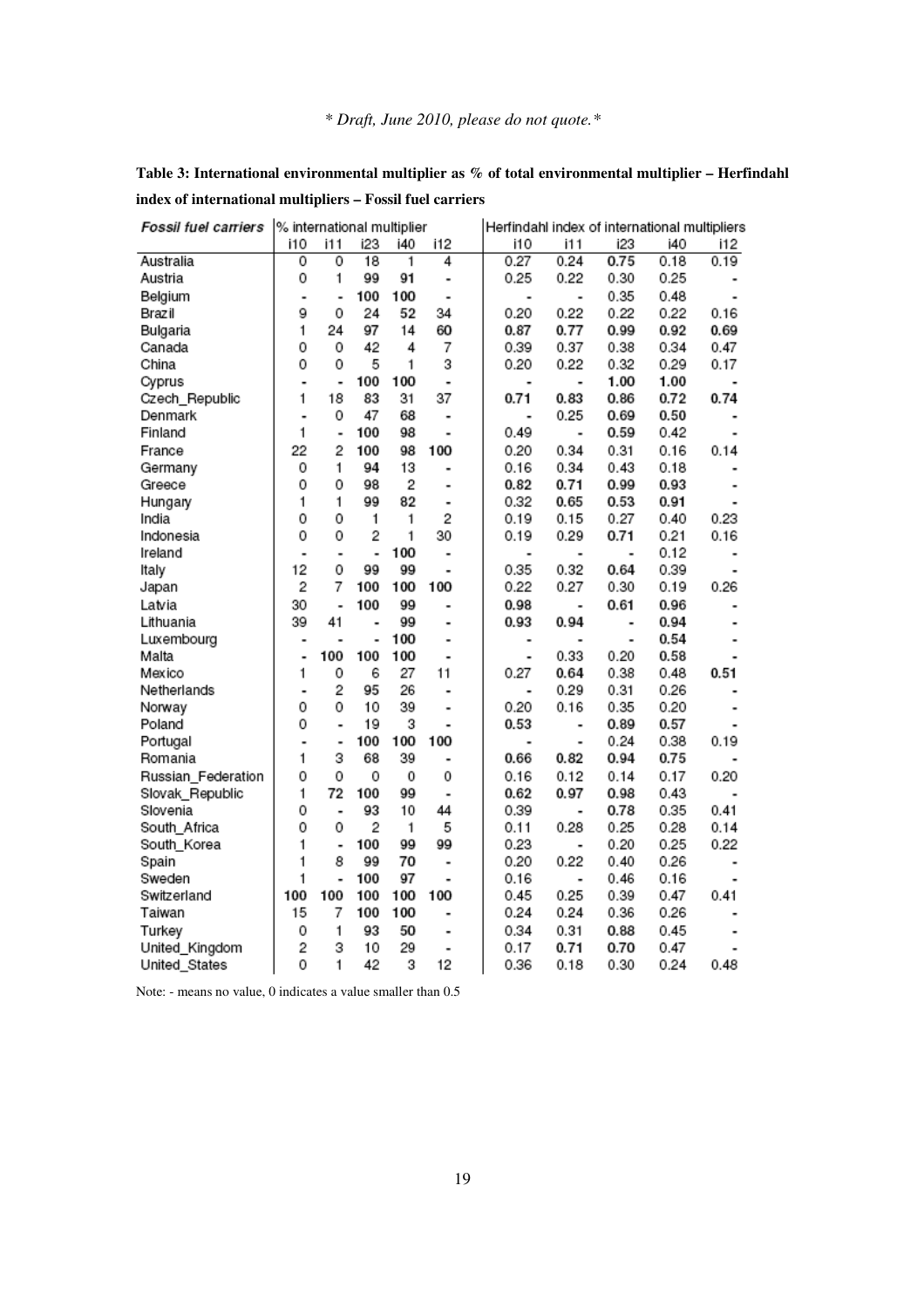*\* Draft, June 2010, please do not quote.\**

**Table 3: International environmental multiplier as % of total environmental multiplier – Herfindahl index of international multipliers – Fossil fuel carriers**

| *Fossil fuel carriers* | % international multiplier | | | | | Herfindahl index of international multipliers | | | | |
|---|---|---|---|---|---|---|---|---|---|---|
| | i10 | i11 | i23 | i40 | i12 | i10 | i11 | i23 | i40 | i12 |
| Australia | 0 | 0 | 18 | 1 | 4 | 0.27 | 0.24 | **0.75** | 0.18 | 0.19 |
| Austria | 0 | 1 | 99 | 91 | - | 0.25 | 0.22 | 0.30 | 0.25 | - |
| Belgium | - | - | 100 | 100 | - | - | - | 0.35 | 0.48 | - |
| Brazil | 9 | 0 | 24 | 52 | 34 | 0.20 | 0.22 | 0.22 | 0.22 | 0.16 |
| Bulgaria | 1 | 24 | 97 | 14 | 60 | **0.87** | **0.77** | **0.99** | **0.92** | **0.69** |
| Canada | 0 | 0 | 42 | 4 | 7 | 0.39 | 0.37 | 0.38 | 0.34 | 0.47 |
| China | 0 | 0 | 5 | 1 | 3 | 0.20 | 0.22 | 0.32 | 0.29 | 0.17 |
| Cyprus | - | - | 100 | 100 | - | - | - | **1.00** | **1.00** | - |
| Czech_Republic | 1 | 18 | 83 | 31 | 37 | **0.71** | **0.83** | **0.86** | **0.72** | **0.74** |
| Denmark | - | 0 | 47 | 68 | - | - | 0.25 | **0.69** | 0.50 | - |
| Finland | 1 | - | 100 | 98 | - | 0.49 | - | **0.59** | 0.42 | - |
| France | 22 | 2 | 100 | 98 | 100 | 0.20 | 0.34 | 0.31 | 0.16 | 0.14 |
| Germany | 0 | 1 | 94 | 13 | - | 0.16 | 0.34 | 0.43 | 0.18 | - |
| Greece | 0 | 0 | 98 | 2 | - | **0.82** | **0.71** | **0.99** | **0.93** | - |
| Hungary | 1 | 1 | 99 | 82 | - | 0.32 | **0.65** | **0.53** | **0.91** | - |
| India | 0 | 0 | 1 | 1 | 2 | 0.19 | 0.15 | 0.27 | 0.40 | 0.23 |
| Indonesia | 0 | 0 | 2 | 1 | 30 | 0.19 | 0.29 | **0.71** | 0.21 | 0.16 |
| Ireland | - | - | - | 100 | - | - | - | - | 0.12 | - |
| Italy | 12 | 0 | 99 | 99 | - | 0.35 | 0.32 | **0.64** | 0.39 | - |
| Japan | 2 | 7 | 100 | 100 | 100 | 0.22 | 0.27 | 0.30 | 0.19 | 0.26 |
| Latvia | 30 | - | 100 | 99 | - | **0.98** | - | **0.61** | **0.96** | - |
| Lithuania | 39 | 41 | - | 99 | - | **0.93** | **0.94** | - | **0.94** | - |
| Luxembourg | - | - | - | 100 | - | - | - | - | **0.54** | - |
| Malta | - | 100 | 100 | 100 | - | - | 0.33 | 0.20 | **0.58** | - |
| Mexico | 1 | 0 | 6 | 27 | 11 | 0.27 | **0.64** | 0.38 | 0.48 | **0.51** |
| Netherlands | - | 2 | 95 | 26 | - | - | 0.29 | 0.31 | 0.26 | - |
| Norway | 0 | 0 | 10 | 39 | - | 0.20 | 0.16 | 0.35 | 0.20 | - |
| Poland | 0 | - | 19 | 3 | - | **0.53** | - | **0.89** | **0.57** | - |
| Portugal | - | - | 100 | 100 | 100 | - | - | 0.24 | 0.38 | 0.19 |
| Romania | 1 | 3 | 68 | 39 | - | **0.66** | **0.82** | **0.94** | **0.75** | - |
| Russian_Federation | 0 | 0 | 0 | 0 | 0 | 0.16 | 0.12 | 0.14 | 0.17 | 0.20 |
| Slovak_Republic | 1 | 72 | 100 | 99 | - | **0.62** | **0.97** | **0.98** | 0.43 | - |
| Slovenia | 0 | - | 93 | 10 | 44 | 0.39 | - | **0.78** | 0.35 | 0.41 |
| South_Africa | 0 | 0 | 2 | 1 | 5 | 0.11 | 0.28 | 0.25 | 0.28 | 0.14 |
| South_Korea | 1 | - | 100 | 99 | 99 | 0.23 | - | 0.20 | 0.25 | 0.22 |
| Spain | 1 | 8 | 99 | 70 | - | 0.20 | 0.22 | 0.40 | 0.26 | - |
| Sweden | 1 | - | 100 | 97 | - | 0.16 | - | 0.46 | 0.16 | - |
| Switzerland | 100 | 100 | 100 | 100 | 100 | 0.45 | 0.25 | 0.39 | 0.47 | 0.41 |
| Taiwan | 15 | 7 | 100 | 100 | - | 0.24 | 0.24 | 0.36 | 0.26 | - |
| Turkey | 0 | 1 | 93 | 50 | - | 0.34 | 0.31 | **0.88** | 0.45 | - |
| United_Kingdom | 2 | 3 | 10 | 29 | - | 0.17 | **0.71** | **0.70** | 0.47 | - |
| United_States | 0 | 1 | 42 | 3 | 12 | 0.36 | 0.18 | 0.30 | 0.24 | 0.48 |

Note: - means no value, 0 indicates a value smaller than 0.5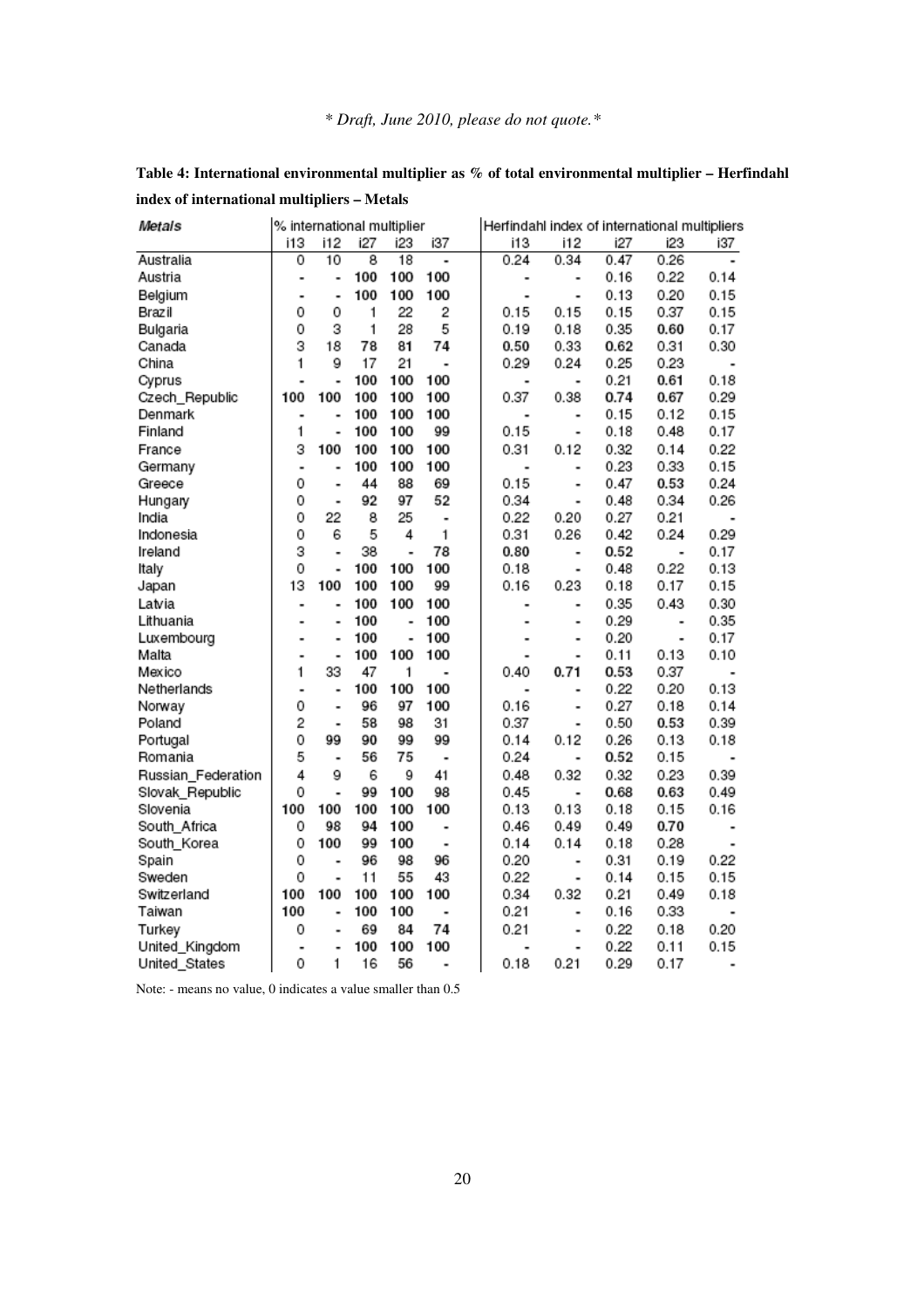*\* Draft, June 2010, please do not quote.\**

**Table 4: International environmental multiplier as % of total environmental multiplier – Herfindahl index of international multipliers – Metals**

| *Metals* | % international multiplier | | | | | Herfindahl index of international multipliers | | | | |
|---|---|---|---|---|---|---|---|---|---|---|
| | i13 | i12 | i27 | i23 | i37 | i13 | i12 | i27 | i23 | i37 |
| Australia | 0 | 10 | 8 | 18 | - | 0.24 | 0.34 | 0.47 | 0.26 | - |
| Austria | - | - | 100 | 100 | 100 | - | - | 0.16 | 0.22 | 0.14 |
| Belgium | - | - | 100 | 100 | 100 | - | - | 0.13 | 0.20 | 0.15 |
| Brazil | 0 | 0 | 1 | 22 | 2 | 0.15 | 0.15 | 0.15 | 0.37 | 0.15 |
| Bulgaria | 0 | 3 | 1 | 28 | 5 | 0.19 | 0.18 | 0.35 | **0.60** | 0.17 |
| Canada | 3 | 18 | 78 | 81 | 74 | **0.50** | 0.33 | **0.62** | 0.31 | 0.30 |
| China | 1 | 9 | 17 | 21 | - | 0.29 | 0.24 | 0.25 | 0.23 | - |
| Cyprus | - | - | 100 | 100 | 100 | - | - | 0.21 | **0.61** | 0.18 |
| Czech_Republic | 100 | 100 | 100 | 100 | 100 | 0.37 | 0.38 | **0.74** | **0.67** | 0.29 |
| Denmark | - | - | 100 | 100 | 100 | - | - | 0.15 | 0.12 | 0.15 |
| Finland | 1 | - | 100 | 100 | 99 | 0.15 | - | 0.18 | 0.48 | 0.17 |
| France | 3 | 100 | 100 | 100 | 100 | 0.31 | 0.12 | 0.32 | 0.14 | 0.22 |
| Germany | - | - | 100 | 100 | 100 | - | - | 0.23 | 0.33 | 0.15 |
| Greece | 0 | - | 44 | 88 | 69 | 0.15 | - | 0.47 | **0.53** | 0.24 |
| Hungary | 0 | - | 92 | 97 | 52 | 0.34 | - | 0.48 | 0.34 | 0.26 |
| India | 0 | 22 | 8 | 25 | - | 0.22 | 0.20 | 0.27 | 0.21 | - |
| Indonesia | 0 | 6 | 5 | 4 | 1 | 0.31 | 0.26 | 0.42 | 0.24 | 0.29 |
| Ireland | 3 | - | 38 | - | 78 | **0.80** | - | **0.52** | - | 0.17 |
| Italy | 0 | - | 100 | 100 | 100 | 0.18 | - | 0.48 | 0.22 | 0.13 |
| Japan | 13 | 100 | 100 | 100 | 99 | 0.16 | 0.23 | 0.18 | 0.17 | 0.15 |
| Latvia | - | - | 100 | 100 | 100 | - | - | 0.35 | 0.43 | 0.30 |
| Lithuania | - | - | 100 | - | 100 | - | - | 0.29 | - | 0.35 |
| Luxembourg | - | - | 100 | - | 100 | - | - | 0.20 | - | 0.17 |
| Malta | - | - | 100 | 100 | 100 | - | - | 0.11 | 0.13 | 0.10 |
| Mexico | 1 | 33 | 47 | 1 | - | 0.40 | **0.71** | **0.53** | 0.37 | - |
| Netherlands | - | - | 100 | 100 | 100 | - | - | 0.22 | 0.20 | 0.13 |
| Norway | 0 | - | 96 | 97 | 100 | 0.16 | - | 0.27 | 0.18 | 0.14 |
| Poland | 2 | - | 58 | 98 | 31 | 0.37 | - | 0.50 | **0.53** | 0.39 |
| Portugal | 0 | 99 | 90 | 99 | 99 | 0.14 | 0.12 | 0.26 | 0.13 | 0.18 |
| Romania | 5 | - | 56 | 75 | - | 0.24 | - | **0.52** | 0.15 | - |
| Russian_Federation | 4 | 9 | 6 | 9 | 41 | 0.48 | 0.32 | 0.32 | 0.23 | 0.39 |
| Slovak_Republic | 0 | - | 99 | 100 | 98 | 0.45 | - | **0.68** | **0.63** | 0.49 |
| Slovenia | 100 | 100 | 100 | 100 | 100 | 0.13 | 0.13 | 0.18 | 0.15 | 0.16 |
| South_Africa | 0 | 98 | 94 | 100 | - | 0.46 | 0.49 | 0.49 | **0.70** | - |
| South_Korea | 0 | 100 | 99 | 100 | - | 0.14 | 0.14 | 0.18 | 0.28 | - |
| Spain | 0 | - | 96 | 98 | 96 | 0.20 | - | 0.31 | 0.19 | 0.22 |
| Sweden | 0 | - | 11 | 55 | 43 | 0.22 | - | 0.14 | 0.15 | 0.15 |
| Switzerland | 100 | 100 | 100 | 100 | 100 | 0.34 | 0.32 | 0.21 | 0.49 | 0.18 |
| Taiwan | 100 | - | 100 | 100 | - | 0.21 | - | 0.16 | 0.33 | - |
| Turkey | 0 | - | 69 | 84 | 74 | 0.21 | - | 0.22 | 0.18 | 0.20 |
| United_Kingdom | - | - | 100 | 100 | 100 | - | - | 0.22 | 0.11 | 0.15 |
| United_States | 0 | 1 | 16 | 56 | - | 0.18 | 0.21 | 0.29 | 0.17 | - |

Note: - means no value, 0 indicates a value smaller than 0.5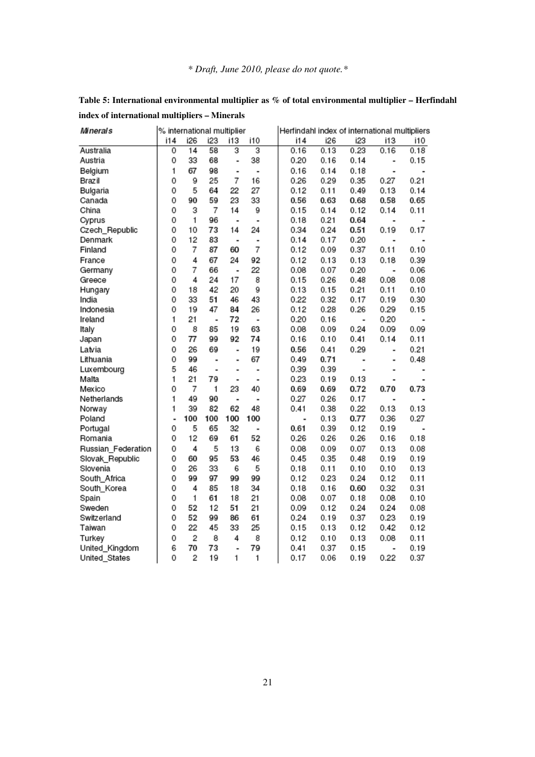*\* Draft, June 2010, please do not quote.\**

**Table 5: International environmental multiplier as % of total environmental multiplier – Herfindahl index of international multipliers – Minerals**

| *Minerals* | % international multiplier | | | | | Herfindahl index of international multipliers | | | | |
|---|---|---|---|---|---|---|---|---|---|---|
| | i14 | i26 | i23 | i13 | i10 | i14 | i26 | i23 | i13 | i10 |
| Australia | 0 | 14 | **58** | 3 | 3 | 0.16 | 0.13 | 0.23 | 0.16 | 0.18 |
| Austria | 0 | 33 | 68 | - | 38 | 0.20 | 0.16 | 0.14 | - | 0.15 |
| Belgium | 1 | **67** | **98** | - | - | 0.16 | 0.14 | 0.18 | - | - |
| Brazil | 0 | 9 | 25 | 7 | 16 | 0.26 | 0.29 | 0.35 | 0.27 | 0.21 |
| Bulgaria | 0 | 5 | 64 | 22 | 27 | 0.12 | 0.11 | 0.49 | 0.13 | 0.14 |
| Canada | 0 | **90** | 59 | 23 | 33 | **0.56** | **0.63** | **0.68** | **0.58** | **0.65** |
| China | 0 | 3 | 7 | 14 | 9 | 0.15 | 0.14 | 0.12 | 0.14 | 0.11 |
| Cyprus | 0 | 1 | 96 | - | - | 0.18 | 0.21 | **0.64** | - | - |
| Czech_Republic | 0 | 10 | 73 | 14 | 24 | 0.34 | 0.24 | **0.51** | 0.19 | 0.17 |
| Denmark | 0 | 12 | 83 | - | - | 0.14 | 0.17 | 0.20 | - | - |
| Finland | 0 | 7 | 87 | **60** | 7 | 0.12 | 0.09 | 0.37 | 0.11 | 0.10 |
| France | 0 | 4 | 67 | 24 | **92** | 0.12 | 0.13 | 0.13 | 0.18 | 0.39 |
| Germany | 0 | 7 | 66 | - | 22 | 0.08 | 0.07 | 0.20 | - | 0.06 |
| Greece | 0 | 4 | 24 | 17 | 8 | 0.15 | 0.26 | 0.48 | 0.08 | 0.08 |
| Hungary | 0 | 18 | 42 | 20 | 9 | 0.13 | 0.15 | 0.21 | 0.11 | 0.10 |
| India | 0 | 33 | **51** | 46 | 43 | 0.22 | 0.32 | 0.17 | 0.19 | 0.30 |
| Indonesia | 0 | 19 | 47 | **84** | 26 | 0.12 | 0.28 | 0.26 | 0.29 | 0.15 |
| Ireland | 1 | 21 | - | **72** | - | 0.20 | 0.16 | - | 0.20 | - |
| Italy | 0 | 8 | 85 | 19 | 63 | 0.08 | 0.09 | 0.24 | 0.09 | 0.09 |
| Japan | 0 | **77** | 99 | **92** | 74 | 0.16 | 0.10 | 0.41 | 0.14 | 0.11 |
| Latvia | 0 | 26 | 69 | - | 19 | **0.56** | 0.41 | 0.29 | - | 0.21 |
| Lithuania | 0 | **99** | - | - | 67 | 0.49 | **0.71** | - | - | 0.48 |
| Luxembourg | 5 | 46 | - | - | - | 0.39 | 0.39 | - | - | - |
| Malta | 1 | 21 | **79** | - | - | 0.23 | 0.19 | 0.13 | - | - |
| Mexico | 0 | 7 | 1 | 23 | 40 | **0.69** | **0.69** | **0.72** | **0.70** | **0.73** |
| Netherlands | 1 | 49 | **90** | - | - | 0.27 | 0.26 | 0.17 | - | - |
| Norway | 1 | 39 | 82 | **62** | 48 | 0.41 | 0.38 | 0.22 | 0.13 | 0.13 |
| Poland | - | **100** | **100** | **100** | **100** | - | 0.13 | **0.77** | 0.36 | 0.27 |
| Portugal | 0 | 5 | 65 | 32 | - | **0.61** | 0.39 | 0.12 | 0.19 | - |
| Romania | 0 | 12 | 69 | 61 | 52 | 0.26 | 0.26 | 0.26 | 0.16 | 0.18 |
| Russian_Federation | 0 | 4 | 5 | 13 | 6 | 0.08 | 0.09 | 0.07 | 0.13 | 0.08 |
| Slovak_Republic | 0 | **60** | 95 | 53 | 46 | 0.45 | 0.35 | 0.48 | 0.19 | 0.19 |
| Slovenia | 0 | 26 | 33 | 6 | 5 | 0.18 | 0.11 | 0.10 | 0.10 | 0.13 |
| South_Africa | 0 | **99** | 97 | **99** | **99** | 0.12 | 0.23 | 0.24 | 0.12 | 0.11 |
| South_Korea | 0 | 4 | 85 | 18 | 34 | 0.18 | 0.16 | **0.60** | 0.32 | 0.31 |
| Spain | 0 | 1 | 61 | 18 | 21 | 0.08 | 0.07 | 0.18 | 0.08 | 0.10 |
| Sweden | 0 | 52 | 12 | 51 | 21 | 0.09 | 0.12 | 0.24 | 0.24 | 0.08 |
| Switzerland | 0 | 52 | 99 | 86 | 61 | 0.24 | 0.19 | 0.37 | 0.23 | 0.19 |
| Taiwan | 0 | 22 | 45 | 33 | 25 | 0.15 | 0.13 | 0.12 | 0.42 | 0.12 |
| Turkey | 0 | 2 | 8 | 4 | 8 | 0.12 | 0.10 | 0.13 | 0.08 | 0.11 |
| United_Kingdom | 6 | 70 | 73 | - | 79 | 0.41 | 0.37 | 0.15 | - | 0.19 |
| United_States | 0 | 2 | 19 | 1 | 1 | 0.17 | 0.06 | 0.19 | 0.22 | 0.37 |